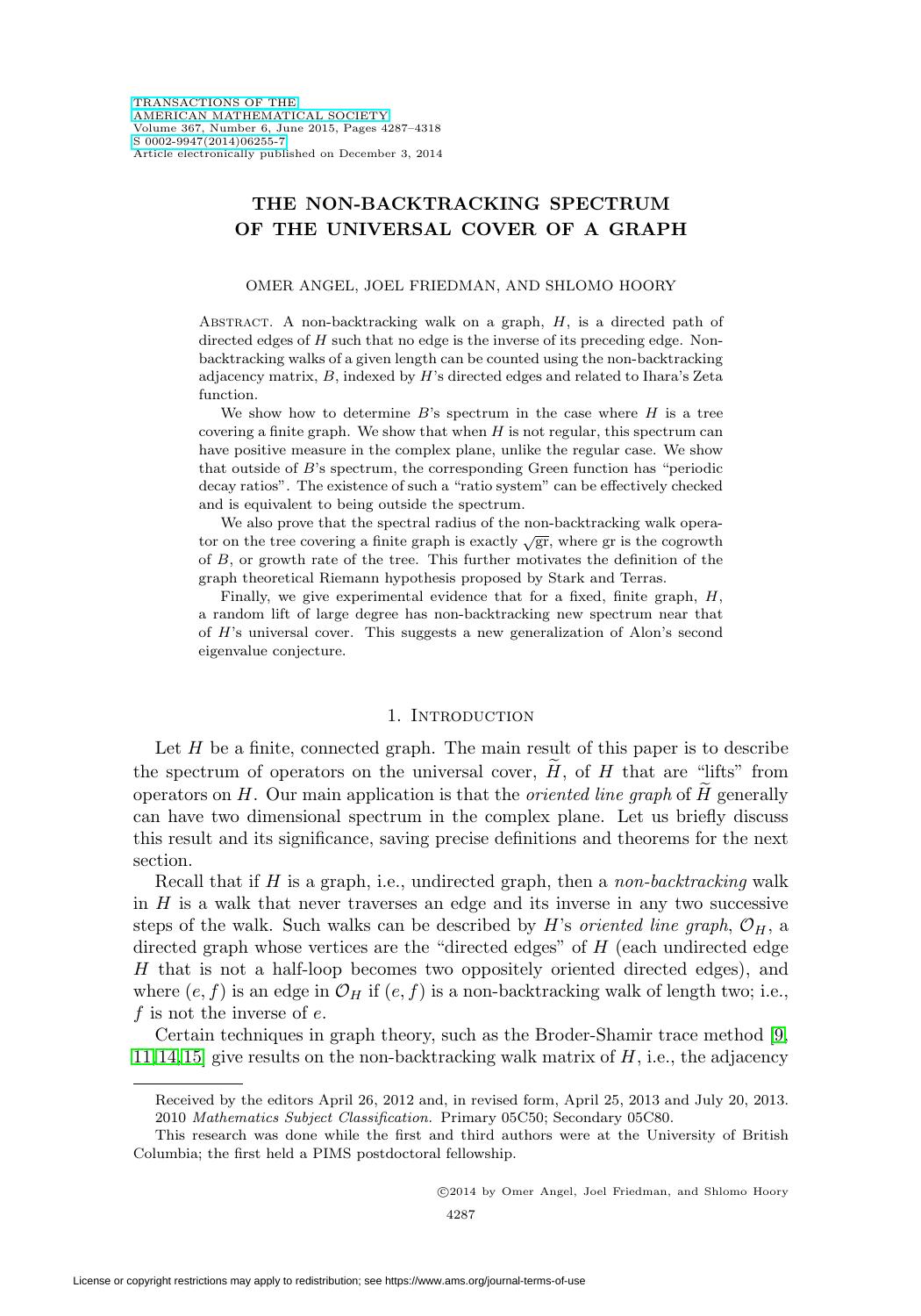# THE NON-BACKTRACKING SPECTRUM OF THE UNIVERSAL COVER OF A GRAPH

OMER ANGEL, JOEL FRIEDMAN, AND SHLOMO HOORY

ABSTRACT. A non-backtracking walk on a graph, $H$, is a directed path of directed edges of $H$ such that no edge is the inverse of its preceding edge. Non-backtracking walks of a given length can be counted using the non-backtracking adjacency matrix, $B$, indexed by $H$'s directed edges and related to Ihara's Zeta function.

We show how to determine $B$'s spectrum in the case where $H$ is a tree covering a finite graph. We show that when $H$ is not regular, this spectrum can have positive measure in the complex plane, unlike the regular case. We show that outside of $B$'s spectrum, the corresponding Green function has "periodic decay ratios". The existence of such a "ratio system" can be effectively checked and is equivalent to being outside the spectrum.

We also prove that the spectral radius of the non-backtracking walk operator on the tree covering a finite graph is exactly $\sqrt{\mathrm{gr}}$, where gr is the cogrowth of $B$, or growth rate of the tree. This further motivates the definition of the graph theoretical Riemann hypothesis proposed by Stark and Terras.

Finally, we give experimental evidence that for a fixed, finite graph, $H$, a random lift of large degree has non-backtracking new spectrum near that of $H$'s universal cover. This suggests a new generalization of Alon's second eigenvalue conjecture.

## 1. INTRODUCTION

Let $H$ be a finite, connected graph. The main result of this paper is to describe the spectrum of operators on the universal cover, $\widetilde{H}$, of $H$ that are "lifts" from operators on $H$. Our main application is that the *oriented line graph* of $\widetilde{H}$ generally can have two dimensional spectrum in the complex plane. Let us briefly discuss this result and its significance, saving precise definitions and theorems for the next section.

Recall that if $H$ is a graph, i.e., undirected graph, then a *non-backtracking* walk in $H$ is a walk that never traverses an edge and its inverse in any two successive steps of the walk. Such walks can be described by $H$'s *oriented line graph*, $\mathcal{O}_H$, a directed graph whose vertices are the "directed edges" of $H$ (each undirected edge $H$ that is not a half-loop becomes two oppositely oriented directed edges), and where $(e, f)$ is an edge in $\mathcal{O}_H$ if $(e, f)$ is a non-backtracking walk of length two; i.e., $f$ is not the inverse of $e$.

Certain techniques in graph theory, such as the Broder-Shamir trace method [9, 11, 14, 15] give results on the non-backtracking walk matrix of $H$, i.e., the adjacency

---

Received by the editors April 26, 2012 and, in revised form, April 25, 2013 and July 20, 2013.
2010 *Mathematics Subject Classification.* Primary 05C50; Secondary 05C80.

This research was done while the first and third authors were at the University of British Columbia; the first held a PIMS postdoctoral fellowship.

©2014 by Omer Angel, Joel Friedman, and Shlomo Hoory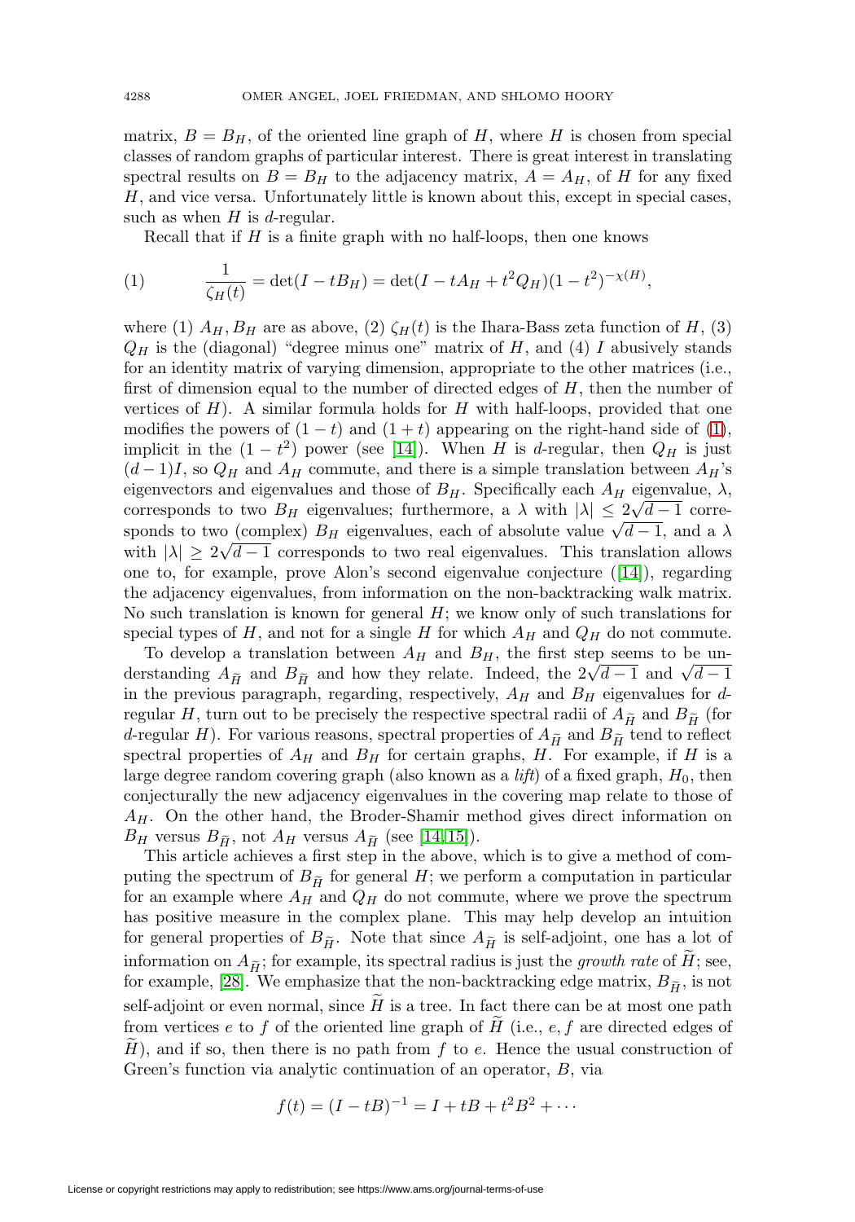matrix, $B = B_H$, of the oriented line graph of $H$, where $H$ is chosen from special classes of random graphs of particular interest. There is great interest in translating spectral results on $B = B_H$ to the adjacency matrix, $A = A_H$, of $H$ for any fixed $H$, and vice versa. Unfortunately little is known about this, except in special cases, such as when $H$ is $d$-regular.

Recall that if $H$ is a finite graph with no half-loops, then one knows

$$\frac{1}{\zeta_H(t)} = \det(I - tB_H) = \det(I - tA_H + t^2 Q_H)(1 - t^2)^{-\chi(H)}, \tag{1}$$

where (1) $A_H, B_H$ are as above, (2) $\zeta_H(t)$ is the Ihara-Bass zeta function of $H$, (3) $Q_H$ is the (diagonal) "degree minus one" matrix of $H$, and (4) $I$ abusively stands for an identity matrix of varying dimension, appropriate to the other matrices (i.e., first of dimension equal to the number of directed edges of $H$, then the number of vertices of $H$). A similar formula holds for $H$ with half-loops, provided that one modifies the powers of $(1 - t)$ and $(1 + t)$ appearing on the right-hand side of (1), implicit in the $(1 - t^2)$ power (see [14]). When $H$ is $d$-regular, then $Q_H$ is just $(d - 1)I$, so $Q_H$ and $A_H$ commute, and there is a simple translation between $A_H$'s eigenvectors and eigenvalues and those of $B_H$. Specifically each $A_H$ eigenvalue, $\lambda$, corresponds to two $B_H$ eigenvalues; furthermore, a $\lambda$ with $|\lambda| \le 2\sqrt{d-1}$ corresponds to two (complex) $B_H$ eigenvalues, each of absolute value $\sqrt{d-1}$, and a $\lambda$ with $|\lambda| \ge 2\sqrt{d-1}$ corresponds to two real eigenvalues. This translation allows one to, for example, prove Alon's second eigenvalue conjecture ([14]), regarding the adjacency eigenvalues, from information on the non-backtracking walk matrix. No such translation is known for general $H$; we know only of such translations for special types of $H$, and not for a single $H$ for which $A_H$ and $Q_H$ do not commute.

To develop a translation between $A_H$ and $B_H$, the first step seems to be understanding $A_{\widetilde{H}}$ and $B_{\widetilde{H}}$ and how they relate. Indeed, the $2\sqrt{d-1}$ and $\sqrt{d-1}$ in the previous paragraph, regarding, respectively, $A_H$ and $B_H$ eigenvalues for $d$-regular $H$, turn out to be precisely the respective spectral radii of $A_{\widetilde{H}}$ and $B_{\widetilde{H}}$ (for $d$-regular $H$). For various reasons, spectral properties of $A_{\widetilde{H}}$ and $B_{\widetilde{H}}$ tend to reflect spectral properties of $A_H$ and $B_H$ for certain graphs, $H$. For example, if $H$ is a large degree random covering graph (also known as a *lift*) of a fixed graph, $H_0$, then conjecturally the new adjacency eigenvalues in the covering map relate to those of $A_H$. On the other hand, the Broder-Shamir method gives direct information on $B_H$ versus $B_{\widetilde{H}}$, not $A_H$ versus $A_{\widetilde{H}}$ (see [14, 15]).

This article achieves a first step in the above, which is to give a method of computing the spectrum of $B_{\widetilde{H}}$ for general $H$; we perform a computation in particular for an example where $A_H$ and $Q_H$ do not commute, where we prove the spectrum has positive measure in the complex plane. This may help develop an intuition for general properties of $B_{\widetilde{H}}$. Note that since $A_{\widetilde{H}}$ is self-adjoint, one has a lot of information on $A_{\widetilde{H}}$; for example, its spectral radius is just the *growth rate* of $\widetilde{H}$; see, for example, [28]. We emphasize that the non-backtracking edge matrix, $B_{\widetilde{H}}$, is not self-adjoint or even normal, since $\widetilde{H}$ is a tree. In fact there can be at most one path from vertices $e$ to $f$ of the oriented line graph of $\widetilde{H}$ (i.e., $e, f$ are directed edges of $\widetilde{H}$), and if so, then there is no path from $f$ to $e$. Hence the usual construction of Green's function via analytic continuation of an operator, $B$, via

$$f(t) = (I - tB)^{-1} = I + tB + t^2B^2 + \cdots$$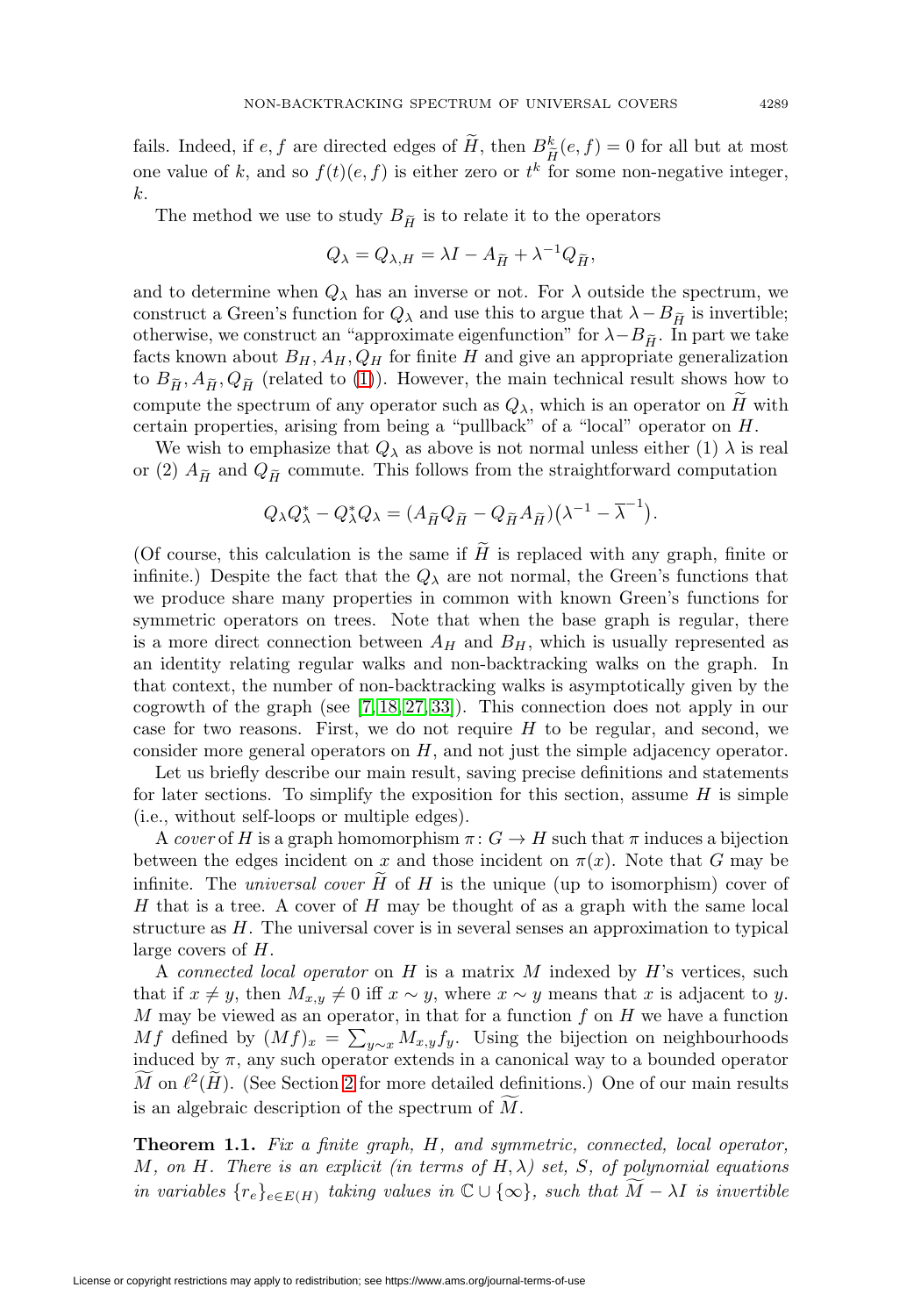fails. Indeed, if $e, f$ are directed edges of $\widetilde{H}$, then $B^k_{\widetilde{H}}(e,f) = 0$ for all but at most one value of $k$, and so $f(t)(e,f)$ is either zero or $t^k$ for some non-negative integer, $k$.

The method we use to study $B_{\widetilde{H}}$ is to relate it to the operators

$$Q_\lambda = Q_{\lambda,H} = \lambda I - A_{\widetilde{H}} + \lambda^{-1} Q_{\widetilde{H}},$$

and to determine when $Q_\lambda$ has an inverse or not. For $\lambda$ outside the spectrum, we construct a Green's function for $Q_\lambda$ and use this to argue that $\lambda - B_{\widetilde{H}}$ is invertible; otherwise, we construct an "approximate eigenfunction" for $\lambda - B_{\widetilde{H}}$. In part we take facts known about $B_H, A_H, Q_H$ for finite $H$ and give an appropriate generalization to $B_{\widetilde{H}}, A_{\widetilde{H}}, Q_{\widetilde{H}}$ (related to (1)). However, the main technical result shows how to compute the spectrum of any operator such as $Q_\lambda$, which is an operator on $\widetilde{H}$ with certain properties, arising from being a "pullback" of a "local" operator on $H$.

We wish to emphasize that $Q_\lambda$ as above is not normal unless either (1) $\lambda$ is real or (2) $A_{\widetilde{H}}$ and $Q_{\widetilde{H}}$ commute. This follows from the straightforward computation

$$Q_\lambda Q_\lambda^* - Q_\lambda^* Q_\lambda = (A_{\widetilde{H}} Q_{\widetilde{H}} - Q_{\widetilde{H}} A_{\widetilde{H}})\big(\lambda^{-1} - \overline{\lambda}^{-1}\big).$$

(Of course, this calculation is the same if $\widetilde{H}$ is replaced with any graph, finite or infinite.) Despite the fact that the $Q_\lambda$ are not normal, the Green's functions that we produce share many properties in common with known Green's functions for symmetric operators on trees. Note that when the base graph is regular, there is a more direct connection between $A_H$ and $B_H$, which is usually represented as an identity relating regular walks and non-backtracking walks on the graph. In that context, the number of non-backtracking walks is asymptotically given by the cogrowth of the graph (see [7, 18, 27, 33]). This connection does not apply in our case for two reasons. First, we do not require $H$ to be regular, and second, we consider more general operators on $H$, and not just the simple adjacency operator.

Let us briefly describe our main result, saving precise definitions and statements for later sections. To simplify the exposition for this section, assume $H$ is simple (i.e., without self-loops or multiple edges).

A *cover* of $H$ is a graph homomorphism $\pi\colon G \to H$ such that $\pi$ induces a bijection between the edges incident on $x$ and those incident on $\pi(x)$. Note that $G$ may be infinite. The *universal cover* $\widetilde{H}$ of $H$ is the unique (up to isomorphism) cover of $H$ that is a tree. A cover of $H$ may be thought of as a graph with the same local structure as $H$. The universal cover is in several senses an approximation to typical large covers of $H$.

A *connected local operator* on $H$ is a matrix $M$ indexed by $H$'s vertices, such that if $x \neq y$, then $M_{x,y} \neq 0$ iff $x \sim y$, where $x \sim y$ means that $x$ is adjacent to $y$. $M$ may be viewed as an operator, in that for a function $f$ on $H$ we have a function $Mf$ defined by $(Mf)_x = \sum_{y \sim x} M_{x,y} f_y$. Using the bijection on neighbourhoods induced by $\pi$, any such operator extends in a canonical way to a bounded operator $\widetilde{M}$ on $\ell^2(\widetilde{H})$. (See Section 2 for more detailed definitions.) One of our main results is an algebraic description of the spectrum of $\widetilde{M}$.

**Theorem 1.1.** *Fix a finite graph, $H$, and symmetric, connected, local operator, $M$, on $H$. There is an explicit (in terms of $H, \lambda$) set, $S$, of polynomial equations in variables $\{r_e\}_{e \in E(H)}$ taking values in $\mathbb{C} \cup \{\infty\}$, such that $\widetilde{M} - \lambda I$ is invertible*

License or copyright restrictions may apply to redistribution; see https://www.ams.org/journal-terms-of-use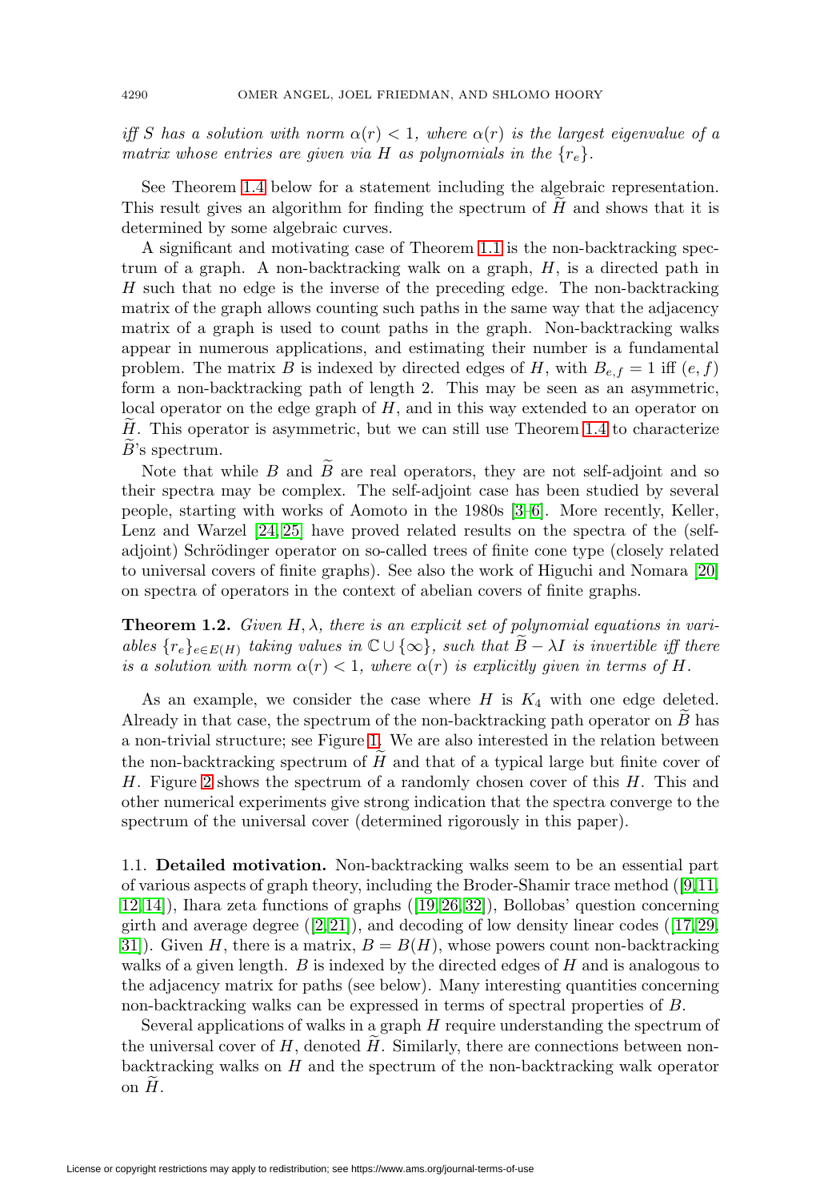*iff $S$ has a solution with norm $\alpha(r) < 1$, where $\alpha(r)$ is the largest eigenvalue of a matrix whose entries are given via $H$ as polynomials in the $\{r_e\}$.*

See Theorem 1.4 below for a statement including the algebraic representation. This result gives an algorithm for finding the spectrum of $\widetilde{H}$ and shows that it is determined by some algebraic curves.

A significant and motivating case of Theorem 1.1 is the non-backtracking spectrum of a graph. A non-backtracking walk on a graph, $H$, is a directed path in $H$ such that no edge is the inverse of the preceding edge. The non-backtracking matrix of the graph allows counting such paths in the same way that the adjacency matrix of a graph is used to count paths in the graph. Non-backtracking walks appear in numerous applications, and estimating their number is a fundamental problem. The matrix $B$ is indexed by directed edges of $H$, with $B_{e,f} = 1$ iff $(e, f)$ form a non-backtracking path of length 2. This may be seen as an asymmetric, local operator on the edge graph of $H$, and in this way extended to an operator on $\widetilde{H}$. This operator is asymmetric, but we can still use Theorem 1.4 to characterize $\widetilde{B}$'s spectrum.

Note that while $B$ and $\widetilde{B}$ are real operators, they are not self-adjoint and so their spectra may be complex. The self-adjoint case has been studied by several people, starting with works of Aomoto in the 1980s [3–6]. More recently, Keller, Lenz and Warzel [24, 25] have proved related results on the spectra of the (self-adjoint) Schrödinger operator on so-called trees of finite cone type (closely related to universal covers of finite graphs). See also the work of Higuchi and Nomara [20] on spectra of operators in the context of abelian covers of finite graphs.

**Theorem 1.2.** *Given $H, \lambda$, there is an explicit set of polynomial equations in variables $\{r_e\}_{e \in E(H)}$ taking values in $\mathbb{C} \cup \{\infty\}$, such that $\widetilde{B} - \lambda I$ is invertible iff there is a solution with norm $\alpha(r) < 1$, where $\alpha(r)$ is explicitly given in terms of $H$.*

As an example, we consider the case where $H$ is $K_4$ with one edge deleted. Already in that case, the spectrum of the non-backtracking path operator on $\widetilde{B}$ has a non-trivial structure; see Figure 1. We are also interested in the relation between the non-backtracking spectrum of $\widetilde{H}$ and that of a typical large but finite cover of $H$. Figure 2 shows the spectrum of a randomly chosen cover of this $H$. This and other numerical experiments give strong indication that the spectra converge to the spectrum of the universal cover (determined rigorously in this paper).

### 1.1. Detailed motivation.

Non-backtracking walks seem to be an essential part of various aspects of graph theory, including the Broder-Shamir trace method ([9, 11, 12, 14]), Ihara zeta functions of graphs ([19, 26, 32]), Bollobas' question concerning girth and average degree ([2, 21]), and decoding of low density linear codes ([17, 29, 31]). Given $H$, there is a matrix, $B = B(H)$, whose powers count non-backtracking walks of a given length. $B$ is indexed by the directed edges of $H$ and is analogous to the adjacency matrix for paths (see below). Many interesting quantities concerning non-backtracking walks can be expressed in terms of spectral properties of $B$.

Several applications of walks in a graph $H$ require understanding the spectrum of the universal cover of $H$, denoted $\widetilde{H}$. Similarly, there are connections between non-backtracking walks on $H$ and the spectrum of the non-backtracking walk operator on $\widetilde{H}$.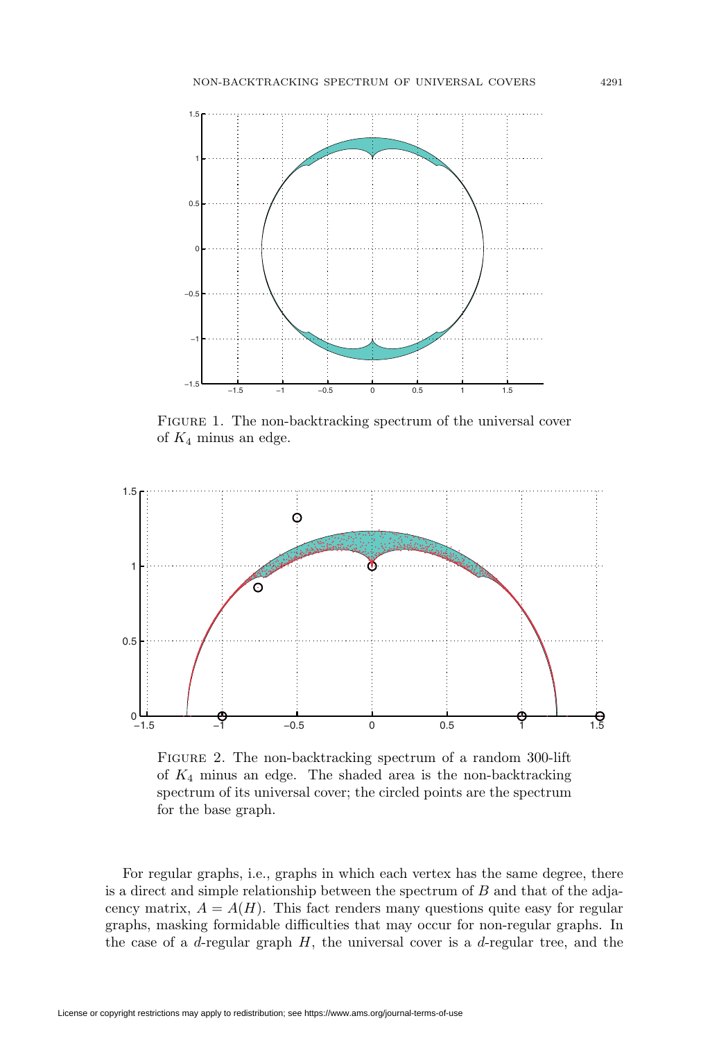Figure 1. The non-backtracking spectrum of the universal cover of $K_4$ minus an edge.

Figure 2. The non-backtracking spectrum of a random 300-lift of $K_4$ minus an edge. The shaded area is the non-backtracking spectrum of its universal cover; the circled points are the spectrum for the base graph.

For regular graphs, i.e., graphs in which each vertex has the same degree, there is a direct and simple relationship between the spectrum of $B$ and that of the adjacency matrix, $A = A(H)$. This fact renders many questions quite easy for regular graphs, masking formidable difficulties that may occur for non-regular graphs. In the case of a $d$-regular graph $H$, the universal cover is a $d$-regular tree, and the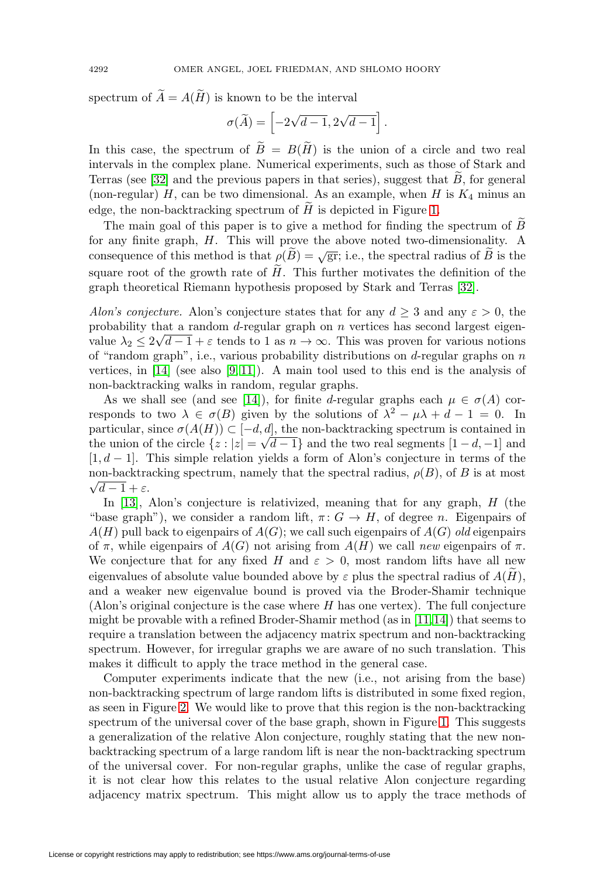spectrum of $\widetilde{A} = A(\widetilde{H})$ is known to be the interval

$$\sigma(\widetilde{A}) = \left[-2\sqrt{d-1}, 2\sqrt{d-1}\right].$$

In this case, the spectrum of $\widetilde{B} = B(\widetilde{H})$ is the union of a circle and two real intervals in the complex plane. Numerical experiments, such as those of Stark and Terras (see [32] and the previous papers in that series), suggest that $\widetilde{B}$, for general (non-regular) $H$, can be two dimensional. As an example, when $H$ is $K_4$ minus an edge, the non-backtracking spectrum of $\widetilde{H}$ is depicted in Figure 1.

The main goal of this paper is to give a method for finding the spectrum of $\widetilde{B}$ for any finite graph, $H$. This will prove the above noted two-dimensionality. A consequence of this method is that $\rho(\widetilde{B}) = \sqrt{\text{gr}}$; i.e., the spectral radius of $\widetilde{B}$ is the square root of the growth rate of $\widetilde{H}$. This further motivates the definition of the graph theoretical Riemann hypothesis proposed by Stark and Terras [32].

*Alon's conjecture.* Alon's conjecture states that for any $d \geq 3$ and any $\varepsilon > 0$, the probability that a random $d$-regular graph on $n$ vertices has second largest eigenvalue $\lambda_2 \leq 2\sqrt{d-1} + \varepsilon$ tends to 1 as $n \to \infty$. This was proven for various notions of "random graph", i.e., various probability distributions on $d$-regular graphs on $n$ vertices, in [14] (see also [9, 11]). A main tool used to this end is the analysis of non-backtracking walks in random, regular graphs.

As we shall see (and see [14]), for finite $d$-regular graphs each $\mu \in \sigma(A)$ corresponds to two $\lambda \in \sigma(B)$ given by the solutions of $\lambda^2 - \mu\lambda + d - 1 = 0$. In particular, since $\sigma(A(H)) \subset [-d, d]$, the non-backtracking spectrum is contained in the union of the circle $\{z : |z| = \sqrt{d-1}\}$ and the two real segments $[1-d, -1]$ and $[1, d-1]$. This simple relation yields a form of Alon's conjecture in terms of the non-backtracking spectrum, namely that the spectral radius, $\rho(B)$, of $B$ is at most $\sqrt{d-1} + \varepsilon$.

In [13], Alon's conjecture is relativized, meaning that for any graph, $H$ (the "base graph"), we consider a random lift, $\pi\colon G \to H$, of degree $n$. Eigenpairs of $A(H)$ pull back to eigenpairs of $A(G)$; we call such eigenpairs of $A(G)$ *old* eigenpairs of $\pi$, while eigenpairs of $A(G)$ not arising from $A(H)$ we call *new* eigenpairs of $\pi$. We conjecture that for any fixed $H$ and $\varepsilon > 0$, most random lifts have all new eigenvalues of absolute value bounded above by $\varepsilon$ plus the spectral radius of $A(\widetilde{H})$, and a weaker new eigenvalue bound is proved via the Broder-Shamir technique (Alon's original conjecture is the case where $H$ has one vertex). The full conjecture might be provable with a refined Broder-Shamir method (as in [11, 14]) that seems to require a translation between the adjacency matrix spectrum and non-backtracking spectrum. However, for irregular graphs we are aware of no such translation. This makes it difficult to apply the trace method in the general case.

Computer experiments indicate that the new (i.e., not arising from the base) non-backtracking spectrum of large random lifts is distributed in some fixed region, as seen in Figure 2. We would like to prove that this region is the non-backtracking spectrum of the universal cover of the base graph, shown in Figure 1. This suggests a generalization of the relative Alon conjecture, roughly stating that the new non-backtracking spectrum of a large random lift is near the non-backtracking spectrum of the universal cover. For non-regular graphs, unlike the case of regular graphs, it is not clear how this relates to the usual relative Alon conjecture regarding adjacency matrix spectrum. This might allow us to apply the trace methods of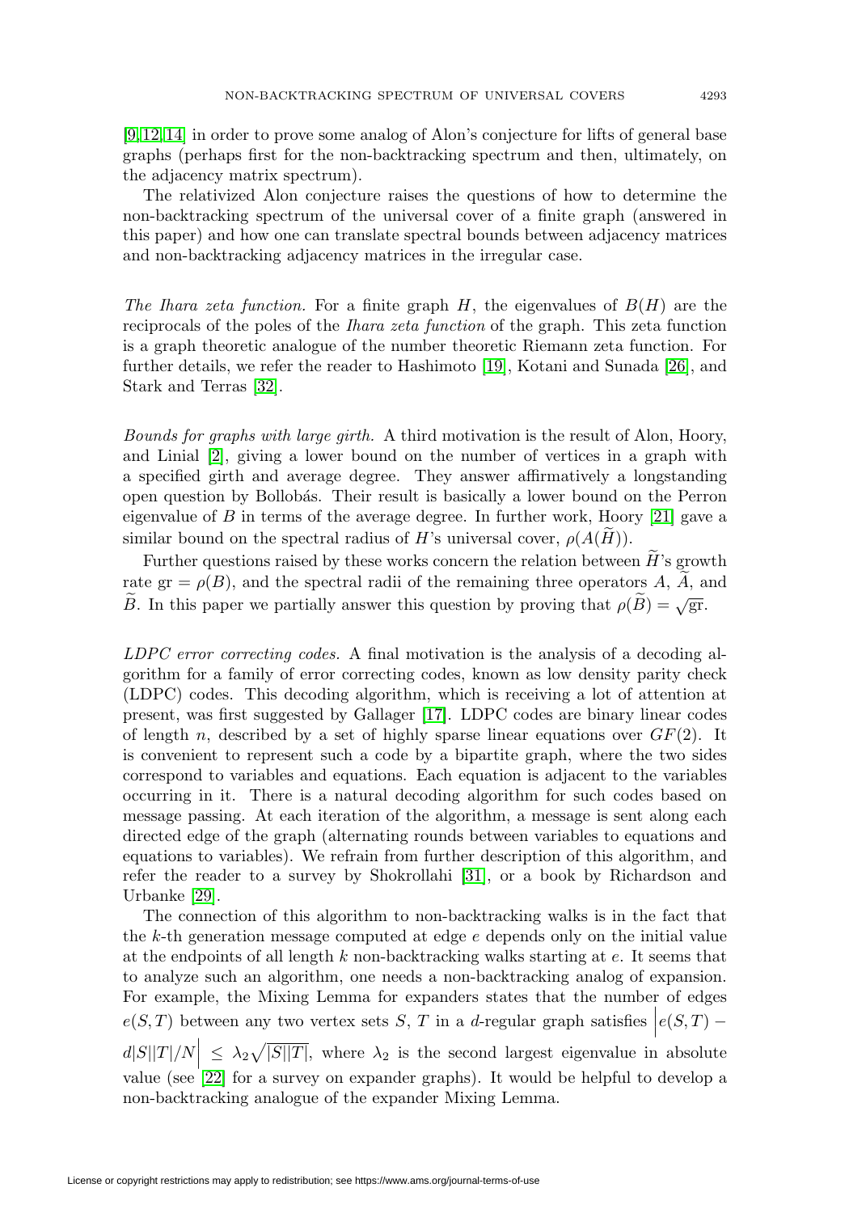[9, 12, 14] in order to prove some analog of Alon's conjecture for lifts of general base graphs (perhaps first for the non-backtracking spectrum and then, ultimately, on the adjacency matrix spectrum).

The relativized Alon conjecture raises the questions of how to determine the non-backtracking spectrum of the universal cover of a finite graph (answered in this paper) and how one can translate spectral bounds between adjacency matrices and non-backtracking adjacency matrices in the irregular case.

*The Ihara zeta function.* For a finite graph $H$, the eigenvalues of $B(H)$ are the reciprocals of the poles of the *Ihara zeta function* of the graph. This zeta function is a graph theoretic analogue of the number theoretic Riemann zeta function. For further details, we refer the reader to Hashimoto [19], Kotani and Sunada [26], and Stark and Terras [32].

*Bounds for graphs with large girth.* A third motivation is the result of Alon, Hoory, and Linial [2], giving a lower bound on the number of vertices in a graph with a specified girth and average degree. They answer affirmatively a longstanding open question by Bollobás. Their result is basically a lower bound on the Perron eigenvalue of $B$ in terms of the average degree. In further work, Hoory [21] gave a similar bound on the spectral radius of $H$'s universal cover, $\rho(A(\widetilde{H}))$.

Further questions raised by these works concern the relation between $\widetilde{H}$'s growth rate $\mathrm{gr} = \rho(B)$, and the spectral radii of the remaining three operators $A$, $\widetilde{A}$, and $\widetilde{B}$. In this paper we partially answer this question by proving that $\rho(\widetilde{B}) = \sqrt{\mathrm{gr}}$.

*LDPC error correcting codes.* A final motivation is the analysis of a decoding algorithm for a family of error correcting codes, known as low density parity check (LDPC) codes. This decoding algorithm, which is receiving a lot of attention at present, was first suggested by Gallager [17]. LDPC codes are binary linear codes of length $n$, described by a set of highly sparse linear equations over $GF(2)$. It is convenient to represent such a code by a bipartite graph, where the two sides correspond to variables and equations. Each equation is adjacent to the variables occurring in it. There is a natural decoding algorithm for such codes based on message passing. At each iteration of the algorithm, a message is sent along each directed edge of the graph (alternating rounds between variables to equations and equations to variables). We refrain from further description of this algorithm, and refer the reader to a survey by Shokrollahi [31], or a book by Richardson and Urbanke [29].

The connection of this algorithm to non-backtracking walks is in the fact that the $k$-th generation message computed at edge $e$ depends only on the initial value at the endpoints of all length $k$ non-backtracking walks starting at $e$. It seems that to analyze such an algorithm, one needs a non-backtracking analog of expansion. For example, the Mixing Lemma for expanders states that the number of edges $e(S,T)$ between any two vertex sets $S$, $T$ in a $d$-regular graph satisfies $\left|e(S,T) - d|S||T|/N\right| \leq \lambda_2\sqrt{|S||T|}$, where $\lambda_2$ is the second largest eigenvalue in absolute value (see [22] for a survey on expander graphs). It would be helpful to develop a non-backtracking analogue of the expander Mixing Lemma.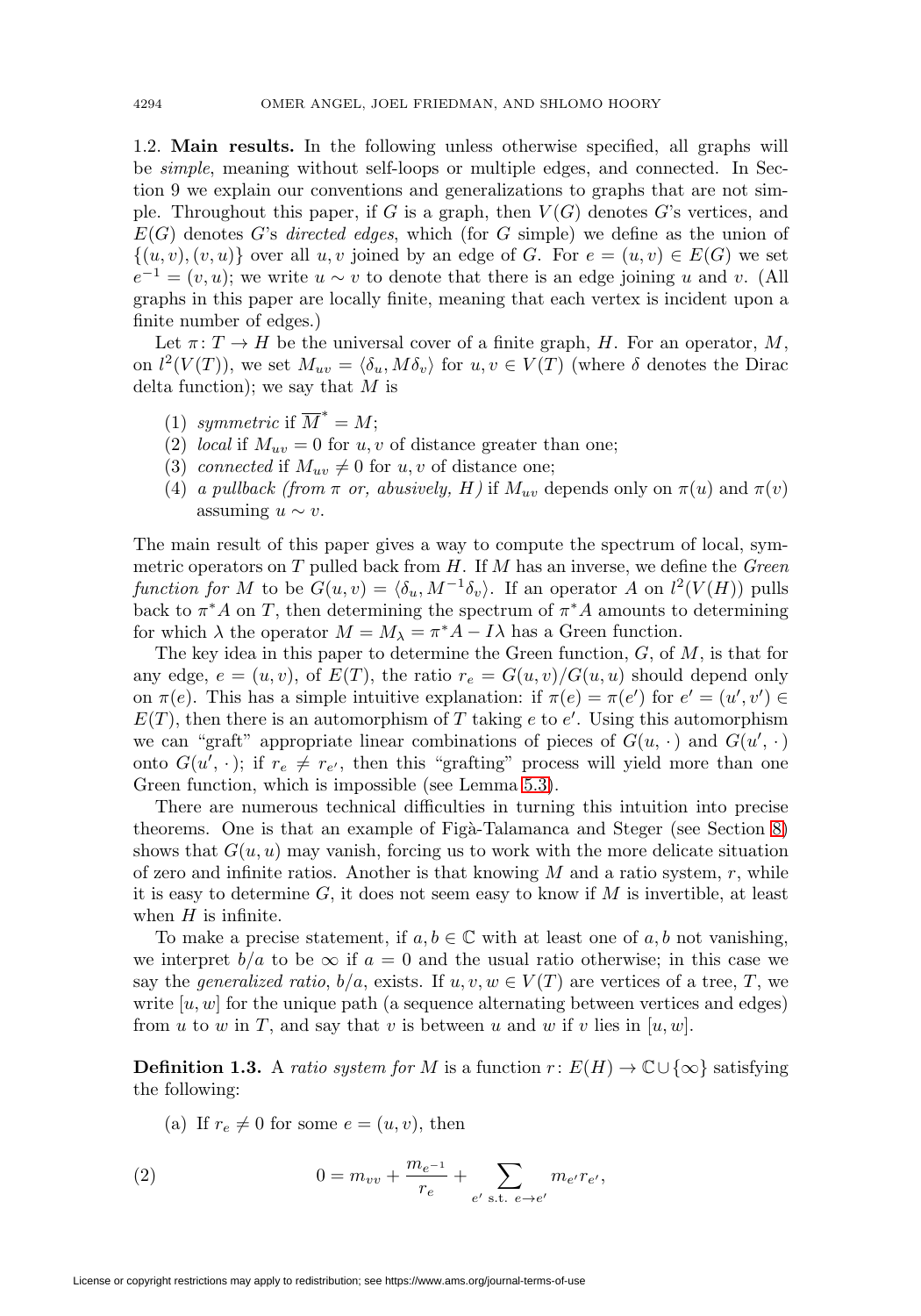1.2. **Main results.** In the following unless otherwise specified, all graphs will be *simple*, meaning without self-loops or multiple edges, and connected. In Section 9 we explain our conventions and generalizations to graphs that are not simple. Throughout this paper, if $G$ is a graph, then $V(G)$ denotes $G$'s vertices, and $E(G)$ denotes $G$'s *directed edges*, which (for $G$ simple) we define as the union of $\{(u,v),(v,u)\}$ over all $u,v$ joined by an edge of $G$. For $e=(u,v)\in E(G)$ we set $e^{-1}=(v,u)$; we write $u\sim v$ to denote that there is an edge joining $u$ and $v$. (All graphs in this paper are locally finite, meaning that each vertex is incident upon a finite number of edges.)

Let $\pi\colon T\to H$ be the universal cover of a finite graph, $H$. For an operator, $M$, on $l^2(V(T))$, we set $M_{uv}=\langle\delta_u, M\delta_v\rangle$ for $u,v\in V(T)$ (where $\delta$ denotes the Dirac delta function); we say that $M$ is

(1) *symmetric* if $\overline{M}^*=M$;
(2) *local* if $M_{uv}=0$ for $u,v$ of distance greater than one;
(3) *connected* if $M_{uv}\neq 0$ for $u,v$ of distance one;
(4) *a pullback (from $\pi$ or, abusively, $H$)* if $M_{uv}$ depends only on $\pi(u)$ and $\pi(v)$ assuming $u\sim v$.

The main result of this paper gives a way to compute the spectrum of local, symmetric operators on $T$ pulled back from $H$. If $M$ has an inverse, we define the *Green function for $M$* to be $G(u,v)=\langle\delta_u, M^{-1}\delta_v\rangle$. If an operator $A$ on $l^2(V(H))$ pulls back to $\pi^*A$ on $T$, then determining the spectrum of $\pi^*A$ amounts to determining for which $\lambda$ the operator $M=M_\lambda=\pi^*A-I\lambda$ has a Green function.

The key idea in this paper to determine the Green function, $G$, of $M$, is that for any edge, $e=(u,v)$, of $E(T)$, the ratio $r_e=G(u,v)/G(u,u)$ should depend only on $\pi(e)$. This has a simple intuitive explanation: if $\pi(e)=\pi(e')$ for $e'=(u',v')\in E(T)$, then there is an automorphism of $T$ taking $e$ to $e'$. Using this automorphism we can "graft" appropriate linear combinations of pieces of $G(u,\cdot)$ and $G(u',\cdot)$ onto $G(u',\cdot)$; if $r_e\neq r_{e'}$, then this "grafting" process will yield more than one Green function, which is impossible (see Lemma 5.3).

There are numerous technical difficulties in turning this intuition into precise theorems. One is that an example of Figà-Talamanca and Steger (see Section 8) shows that $G(u,u)$ may vanish, forcing us to work with the more delicate situation of zero and infinite ratios. Another is that knowing $M$ and a ratio system, $r$, while it is easy to determine $G$, it does not seem easy to know if $M$ is invertible, at least when $H$ is infinite.

To make a precise statement, if $a,b\in\mathbb{C}$ with at least one of $a,b$ not vanishing, we interpret $b/a$ to be $\infty$ if $a=0$ and the usual ratio otherwise; in this case we say the *generalized ratio*, $b/a$, exists. If $u,v,w\in V(T)$ are vertices of a tree, $T$, we write $[u,w]$ for the unique path (a sequence alternating between vertices and edges) from $u$ to $w$ in $T$, and say that $v$ is between $u$ and $w$ if $v$ lies in $[u,w]$.

**Definition 1.3.** A *ratio system for $M$* is a function $r\colon E(H)\to\mathbb{C}\cup\{\infty\}$ satisfying the following:

(a) If $r_e\neq 0$ for some $e=(u,v)$, then

$$0=m_{vv}+\frac{m_{e^{-1}}}{r_e}+\sum_{e'\text{ s.t. }e\to e'} m_{e'}r_{e'}, \tag{2}$$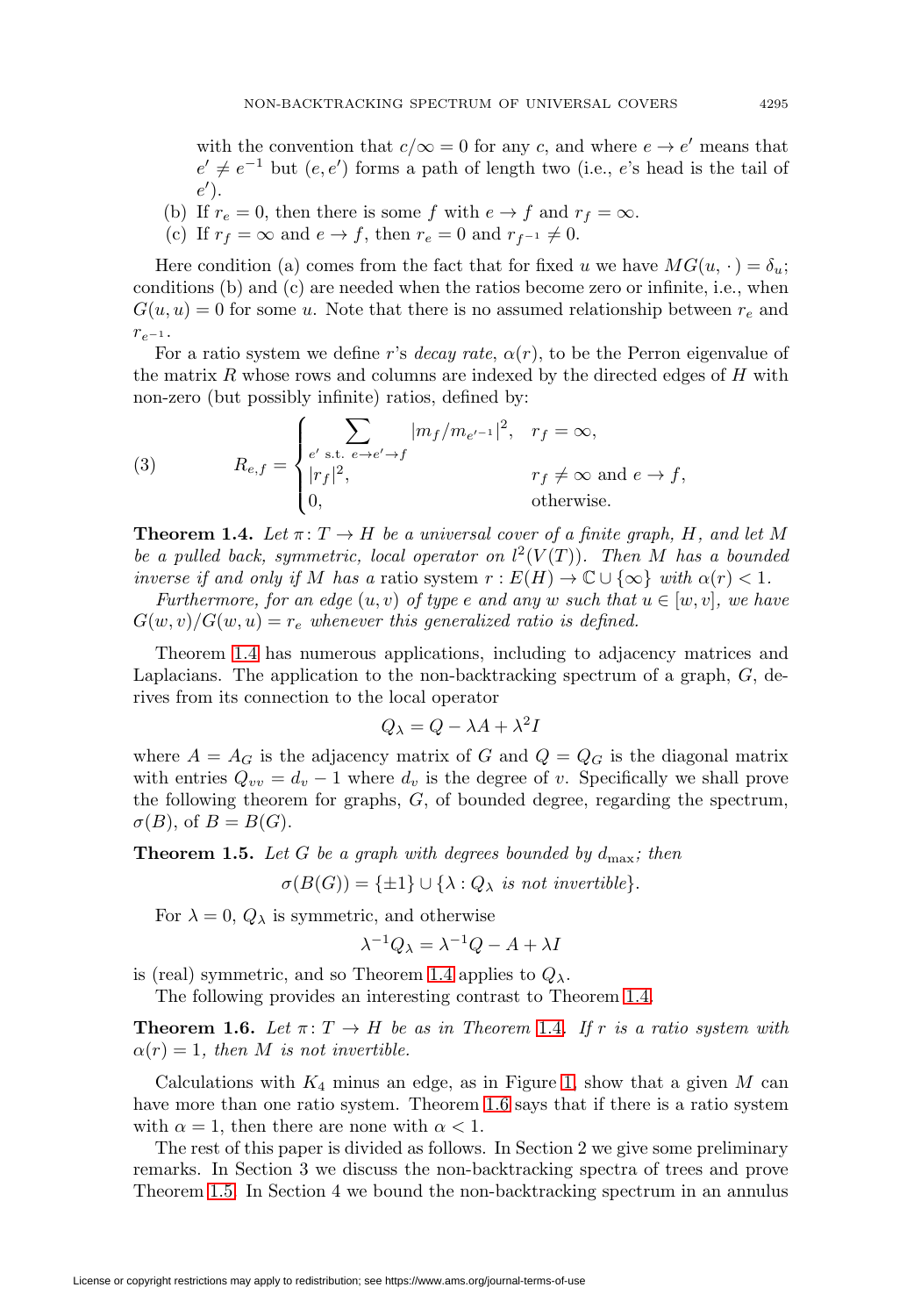with the convention that $c/\infty = 0$ for any $c$, and where $e \to e'$ means that $e' \neq e^{-1}$ but $(e, e')$ forms a path of length two (i.e., $e$'s head is the tail of $e'$).

(b) If $r_e = 0$, then there is some $f$ with $e \to f$ and $r_f = \infty$.

(c) If $r_f = \infty$ and $e \to f$, then $r_e = 0$ and $r_{f^{-1}} \neq 0$.

Here condition (a) comes from the fact that for fixed $u$ we have $MG(u, \cdot) = \delta_u$; conditions (b) and (c) are needed when the ratios become zero or infinite, i.e., when $G(u,u) = 0$ for some $u$. Note that there is no assumed relationship between $r_e$ and $r_{e^{-1}}$.

For a ratio system we define $r$'s *decay rate*, $\alpha(r)$, to be the Perron eigenvalue of the matrix $R$ whose rows and columns are indexed by the directed edges of $H$ with non-zero (but possibly infinite) ratios, defined by:

$$
(3) \qquad R_{e,f} = \begin{cases} \displaystyle\sum_{e' \text{ s.t. } e \to e' \to f} |m_f / m_{e'^{-1}}|^2, & r_f = \infty, \\ |r_f|^2, & r_f \neq \infty \text{ and } e \to f, \\ 0, & \text{otherwise.} \end{cases}
$$

**Theorem 1.4.** *Let $\pi \colon T \to H$ be a universal cover of a finite graph, $H$, and let $M$ be a pulled back, symmetric, local operator on $l^2(V(T))$. Then $M$ has a bounded inverse if and only if $M$ has a* ratio system *$r \colon E(H) \to \mathbb{C} \cup \{\infty\}$ with $\alpha(r) < 1$.*

*Furthermore, for an edge $(u, v)$ of type $e$ and any $w$ such that $u \in [w, v]$, we have $G(w,v)/G(w,u) = r_e$ whenever this generalized ratio is defined.*

Theorem 1.4 has numerous applications, including to adjacency matrices and Laplacians. The application to the non-backtracking spectrum of a graph, $G$, derives from its connection to the local operator

$$
Q_\lambda = Q - \lambda A + \lambda^2 I
$$

where $A = A_G$ is the adjacency matrix of $G$ and $Q = Q_G$ is the diagonal matrix with entries $Q_{vv} = d_v - 1$ where $d_v$ is the degree of $v$. Specifically we shall prove the following theorem for graphs, $G$, of bounded degree, regarding the spectrum, $\sigma(B)$, of $B = B(G)$.

**Theorem 1.5.** *Let $G$ be a graph with degrees bounded by $d_{\max}$; then*

$$
\sigma(B(G)) = \{\pm 1\} \cup \{\lambda : Q_\lambda \textit{ is not invertible}\}.
$$

For $\lambda = 0$, $Q_\lambda$ is symmetric, and otherwise

$$
\lambda^{-1} Q_\lambda = \lambda^{-1} Q - A + \lambda I
$$

is (real) symmetric, and so Theorem 1.4 applies to $Q_\lambda$.

The following provides an interesting contrast to Theorem 1.4.

**Theorem 1.6.** *Let $\pi \colon T \to H$ be as in Theorem 1.4. If $r$ is a ratio system with $\alpha(r) = 1$, then $M$ is not invertible.*

Calculations with $K_4$ minus an edge, as in Figure 1, show that a given $M$ can have more than one ratio system. Theorem 1.6 says that if there is a ratio system with $\alpha = 1$, then there are none with $\alpha < 1$.

The rest of this paper is divided as follows. In Section 2 we give some preliminary remarks. In Section 3 we discuss the non-backtracking spectra of trees and prove Theorem 1.5. In Section 4 we bound the non-backtracking spectrum in an annulus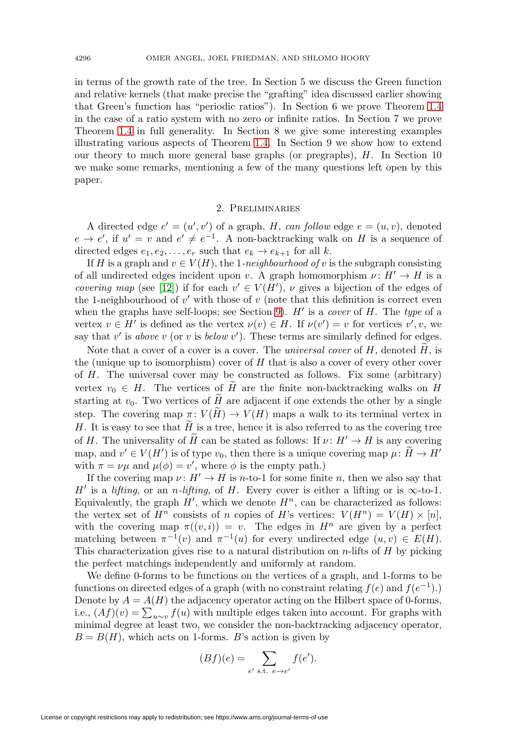in terms of the growth rate of the tree. In Section 5 we discuss the Green function and relative kernels (that make precise the "grafting" idea discussed earlier showing that Green's function has "periodic ratios"). In Section 6 we prove Theorem 1.4 in the case of a ratio system with no zero or infinite ratios. In Section 7 we prove Theorem 1.4 in full generality. In Section 8 we give some interesting examples illustrating various aspects of Theorem 1.4. In Section 9 we show how to extend our theory to much more general base graphs (or pregraphs), $H$. In Section 10 we make some remarks, mentioning a few of the many questions left open by this paper.

## 2. Preliminaries

A directed edge $e' = (u', v')$ of a graph, $H$, *can follow* edge $e = (u, v)$, denoted $e \to e'$, if $u' = v$ and $e' \neq e^{-1}$. A non-backtracking walk on $H$ is a sequence of directed edges $e_1, e_2, \ldots, e_r$ such that $e_k \to e_{k+1}$ for all $k$.

If $H$ is a graph and $v \in V(H)$, the 1*-neighbourhood of* $v$ is the subgraph consisting of all undirected edges incident upon $v$. A graph homomorphism $\nu \colon H' \to H$ is a *covering map* (see [12]) if for each $v' \in V(H')$, $\nu$ gives a bijection of the edges of the 1-neighbourhood of $v'$ with those of $v$ (note that this definition is correct even when the graphs have self-loops; see Section 9). $H'$ is a *cover* of $H$. The *type* of a vertex $v \in H'$ is defined as the vertex $\nu(v) \in H$. If $\nu(v') = v$ for vertices $v', v$, we say that $v'$ is *above* $v$ (or $v$ is *below* $v'$). These terms are similarly defined for edges.

Note that a cover of a cover is a cover. The *universal cover* of $H$, denoted $\widetilde{H}$, is the (unique up to isomorphism) cover of $H$ that is also a cover of every other cover of $H$. The universal cover may be constructed as follows. Fix some (arbitrary) vertex $v_0 \in H$. The vertices of $\widetilde{H}$ are the finite non-backtracking walks on $H$ starting at $v_0$. Two vertices of $\widetilde{H}$ are adjacent if one extends the other by a single step. The covering map $\pi \colon V(\widetilde{H}) \to V(H)$ maps a walk to its terminal vertex in $H$. It is easy to see that $\widetilde{H}$ is a tree, hence it is also referred to as the covering tree of $H$. The universality of $\widetilde{H}$ can be stated as follows: If $\nu \colon H' \to H$ is any covering map, and $v' \in V(H')$ is of type $v_0$, then there is a unique covering map $\mu \colon \widetilde{H} \to H'$ with $\pi = \nu\mu$ and $\mu(\phi) = v'$, where $\phi$ is the empty path.)

If the covering map $\nu \colon H' \to H$ is $n$-to-1 for some finite $n$, then we also say that $H'$ is a *lifting*, or an $n$*-lifting*, of $H$. Every cover is either a lifting or is $\infty$-to-1. Equivalently, the graph $H'$, which we denote $H^n$, can be characterized as follows: the vertex set of $H^n$ consists of $n$ copies of $H$'s vertices: $V(H^n) = V(H) \times [n]$, with the covering map $\pi((v, i)) = v$. The edges in $H^n$ are given by a perfect matching between $\pi^{-1}(v)$ and $\pi^{-1}(u)$ for every undirected edge $(u, v) \in E(H)$. This characterization gives rise to a natural distribution on $n$-lifts of $H$ by picking the perfect matchings independently and uniformly at random.

We define 0-forms to be functions on the vertices of a graph, and 1-forms to be functions on directed edges of a graph (with no constraint relating $f(e)$ and $f(e^{-1})$.) Denote by $A = A(H)$ the adjacency operator acting on the Hilbert space of 0-forms, i.e., $(Af)(v) = \sum_{u \sim v} f(u)$ with multiple edges taken into account. For graphs with minimal degree at least two, we consider the non-backtracking adjacency operator, $B = B(H)$, which acts on 1-forms. $B$'s action is given by

$$(Bf)(e) = \sum_{e' \text{ s.t. } e \to e'} f(e').$$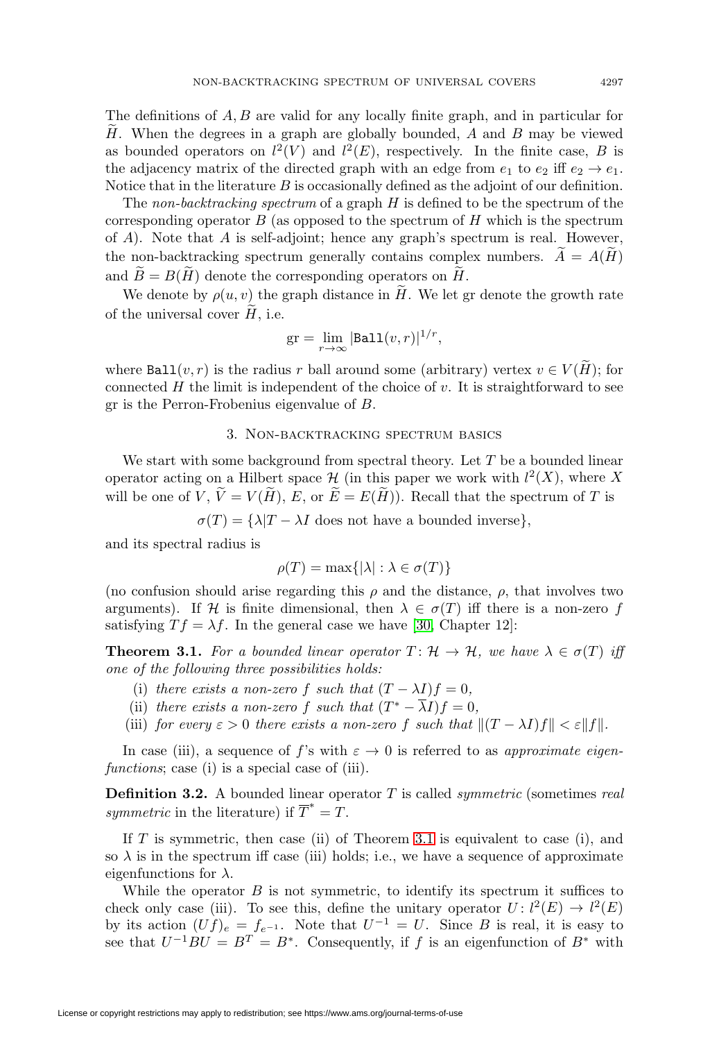The definitions of $A, B$ are valid for any locally finite graph, and in particular for $\widetilde{H}$. When the degrees in a graph are globally bounded, $A$ and $B$ may be viewed as bounded operators on $l^2(V)$ and $l^2(E)$, respectively. In the finite case, $B$ is the adjacency matrix of the directed graph with an edge from $e_1$ to $e_2$ iff $e_2 \to e_1$. Notice that in the literature $B$ is occasionally defined as the adjoint of our definition.

The *non-backtracking spectrum* of a graph $H$ is defined to be the spectrum of the corresponding operator $B$ (as opposed to the spectrum of $H$ which is the spectrum of $A$). Note that $A$ is self-adjoint; hence any graph's spectrum is real. However, the non-backtracking spectrum generally contains complex numbers. $\widetilde{A} = A(\widetilde{H})$ and $\widetilde{B} = B(\widetilde{H})$ denote the corresponding operators on $\widetilde{H}$.

We denote by $\rho(u, v)$ the graph distance in $\widetilde{H}$. We let gr denote the growth rate of the universal cover $\widetilde{H}$, i.e.

$$\mathrm{gr} = \lim_{r\to\infty} |\mathtt{Ball}(v, r)|^{1/r},$$

where $\mathtt{Ball}(v, r)$ is the radius $r$ ball around some (arbitrary) vertex $v \in V(\widetilde{H})$; for connected $H$ the limit is independent of the choice of $v$. It is straightforward to see gr is the Perron-Frobenius eigenvalue of $B$.

## 3. Non-backtracking spectrum basics

We start with some background from spectral theory. Let $T$ be a bounded linear operator acting on a Hilbert space $\mathcal{H}$ (in this paper we work with $l^2(X)$, where $X$ will be one of $V$, $\widetilde{V} = V(\widetilde{H})$, $E$, or $\widetilde{E} = E(\widetilde{H})$). Recall that the spectrum of $T$ is

$$\sigma(T) = \{\lambda | T - \lambda I \text{ does not have a bounded inverse}\},$$

and its spectral radius is

$$\rho(T) = \max\{|\lambda| : \lambda \in \sigma(T)\}$$

(no confusion should arise regarding this $\rho$ and the distance, $\rho$, that involves two arguments). If $\mathcal{H}$ is finite dimensional, then $\lambda \in \sigma(T)$ iff there is a non-zero $f$ satisfying $Tf = \lambda f$. In the general case we have [30, Chapter 12]:

**Theorem 3.1.** *For a bounded linear operator $T : \mathcal{H} \to \mathcal{H}$, we have $\lambda \in \sigma(T)$ iff one of the following three possibilities holds:*

(i) *there exists a non-zero $f$ such that $(T - \lambda I)f = 0$,*

(ii) *there exists a non-zero $f$ such that $(T^* - \overline{\lambda} I)f = 0$,*

(iii) *for every $\varepsilon > 0$ there exists a non-zero $f$ such that $\|(T - \lambda I)f\| < \varepsilon\|f\|$.*

In case (iii), a sequence of $f$'s with $\varepsilon \to 0$ is referred to as *approximate eigenfunctions*; case (i) is a special case of (iii).

**Definition 3.2.** A bounded linear operator $T$ is called *symmetric* (sometimes *real symmetric* in the literature) if $\overline{T}^* = T$.

If $T$ is symmetric, then case (ii) of Theorem 3.1 is equivalent to case (i), and so $\lambda$ is in the spectrum iff case (iii) holds; i.e., we have a sequence of approximate eigenfunctions for $\lambda$.

While the operator $B$ is not symmetric, to identify its spectrum it suffices to check only case (iii). To see this, define the unitary operator $U : l^2(E) \to l^2(E)$ by its action $(Uf)_e = f_{e^{-1}}$. Note that $U^{-1} = U$. Since $B$ is real, it is easy to see that $U^{-1}BU = B^T = B^*$. Consequently, if $f$ is an eigenfunction of $B^*$ with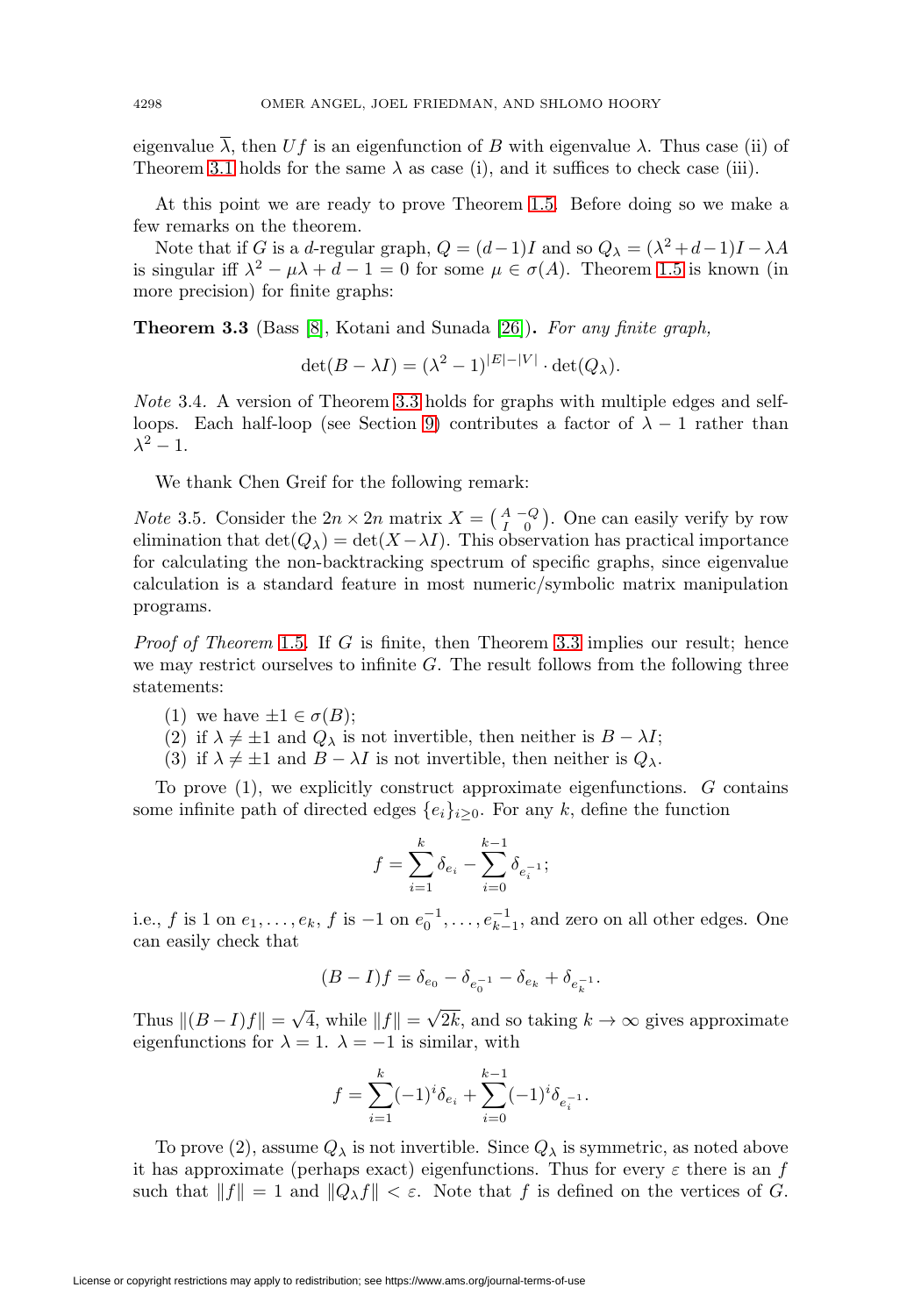eigenvalue $\overline{\lambda}$, then $Uf$ is an eigenfunction of $B$ with eigenvalue $\lambda$. Thus case (ii) of Theorem 3.1 holds for the same $\lambda$ as case (i), and it suffices to check case (iii).

At this point we are ready to prove Theorem 1.5. Before doing so we make a few remarks on the theorem.

Note that if $G$ is a $d$-regular graph, $Q = (d-1)I$ and so $Q_\lambda = (\lambda^2 + d - 1)I - \lambda A$ is singular iff $\lambda^2 - \mu\lambda + d - 1 = 0$ for some $\mu \in \sigma(A)$. Theorem 1.5 is known (in more precision) for finite graphs:

**Theorem 3.3** (Bass [8], Kotani and Sunada [26])**.** *For any finite graph,*

$$\det(B - \lambda I) = (\lambda^2 - 1)^{|E|-|V|} \cdot \det(Q_\lambda).$$

*Note* 3.4. A version of Theorem 3.3 holds for graphs with multiple edges and self-loops. Each half-loop (see Section 9) contributes a factor of $\lambda - 1$ rather than $\lambda^2 - 1$.

We thank Chen Greif for the following remark:

*Note* 3.5. Consider the $2n \times 2n$ matrix $X = \left(\begin{smallmatrix} A & -Q \\ I & 0 \end{smallmatrix}\right)$. One can easily verify by row elimination that $\det(Q_\lambda) = \det(X - \lambda I)$. This observation has practical importance for calculating the non-backtracking spectrum of specific graphs, since eigenvalue calculation is a standard feature in most numeric/symbolic matrix manipulation programs.

*Proof of Theorem* 1.5. If $G$ is finite, then Theorem 3.3 implies our result; hence we may restrict ourselves to infinite $G$. The result follows from the following three statements:

1. we have $\pm 1 \in \sigma(B)$;
2. if $\lambda \neq \pm 1$ and $Q_\lambda$ is not invertible, then neither is $B - \lambda I$;
3. if $\lambda \neq \pm 1$ and $B - \lambda I$ is not invertible, then neither is $Q_\lambda$.

To prove (1), we explicitly construct approximate eigenfunctions. $G$ contains some infinite path of directed edges $\{e_i\}_{i \geq 0}$. For any $k$, define the function

$$f = \sum_{i=1}^{k} \delta_{e_i} - \sum_{i=0}^{k-1} \delta_{e_i^{-1}};$$

i.e., $f$ is 1 on $e_1, \ldots, e_k$, $f$ is $-1$ on $e_0^{-1}, \ldots, e_{k-1}^{-1}$, and zero on all other edges. One can easily check that

$$(B - I)f = \delta_{e_0} - \delta_{e_0^{-1}} - \delta_{e_k} + \delta_{e_k^{-1}}.$$

Thus $\|(B - I)f\| = \sqrt{4}$, while $\|f\| = \sqrt{2k}$, and so taking $k \to \infty$ gives approximate eigenfunctions for $\lambda = 1$. $\lambda = -1$ is similar, with

$$f = \sum_{i=1}^{k} (-1)^i \delta_{e_i} + \sum_{i=0}^{k-1} (-1)^i \delta_{e_i^{-1}}.$$

To prove (2), assume $Q_\lambda$ is not invertible. Since $Q_\lambda$ is symmetric, as noted above it has approximate (perhaps exact) eigenfunctions. Thus for every $\varepsilon$ there is an $f$ such that $\|f\| = 1$ and $\|Q_\lambda f\| < \varepsilon$. Note that $f$ is defined on the vertices of $G$.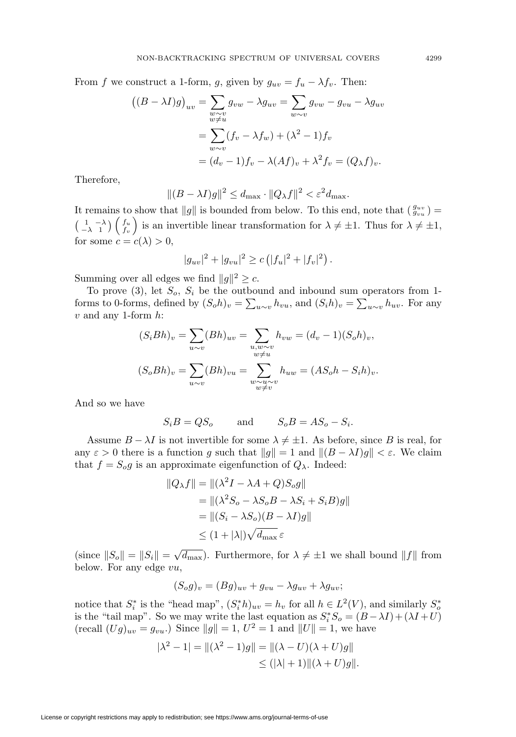From $f$ we construct a 1-form, $g$, given by $g_{uv} = f_u - \lambda f_v$. Then:

$$\begin{aligned}
\big((B-\lambda I)g\big)_{uv} &= \sum_{\substack{w\sim v\\ w\neq u}} g_{vw} - \lambda g_{uv} = \sum_{w\sim v} g_{vw} - g_{vu} - \lambda g_{uv} \\
&= \sum_{w\sim v} (f_v - \lambda f_w) + (\lambda^2 - 1) f_v \\
&= (d_v - 1) f_v - \lambda (Af)_v + \lambda^2 f_v = (Q_\lambda f)_v.
\end{aligned}$$

Therefore,

$$\|(B-\lambda I)g\|^2 \leq d_{\max} \cdot \|Q_\lambda f\|^2 < \varepsilon^2 d_{\max}.$$

It remains to show that $\|g\|$ is bounded from below. To this end, note that $\left(\begin{smallmatrix} g_{uv} \\ g_{vu}\end{smallmatrix}\right) = \left(\begin{smallmatrix} 1 & -\lambda \\ -\lambda & 1\end{smallmatrix}\right)\left(\begin{smallmatrix} f_u \\ f_v\end{smallmatrix}\right)$ is an invertible linear transformation for $\lambda \neq \pm 1$. Thus for $\lambda \neq \pm 1$, for some $c = c(\lambda) > 0$,

$$|g_{uv}|^2 + |g_{vu}|^2 \geq c\left(|f_u|^2 + |f_v|^2\right).$$

Summing over all edges we find $\|g\|^2 \geq c$.

To prove (3), let $S_o$, $S_i$ be the outbound and inbound sum operators from 1-forms to 0-forms, defined by $(S_o h)_v = \sum_{u\sim v} h_{vu}$, and $(S_i h)_v = \sum_{u \sim v} h_{uv}$. For any $v$ and any 1-form $h$:

$$\begin{aligned}
(S_i B h)_v &= \sum_{u\sim v} (Bh)_{uv} = \sum_{\substack{u,w\sim v\\ w\neq u}} h_{vw} = (d_v - 1)(S_o h)_v, \\
(S_o B h)_v &= \sum_{u\sim v} (Bh)_{vu} = \sum_{\substack{w\sim u\sim v\\ w\neq v}} h_{uw} = (AS_o h - S_i h)_v.
\end{aligned}$$

And so we have

$$S_i B = Q S_o \qquad \text{and} \qquad S_o B = A S_o - S_i.$$

Assume $B - \lambda I$ is not invertible for some $\lambda \neq \pm 1$. As before, since $B$ is real, for any $\varepsilon > 0$ there is a function $g$ such that $\|g\| = 1$ and $\|(B-\lambda I)g\| < \varepsilon$. We claim that $f = S_o g$ is an approximate eigenfunction of $Q_\lambda$. Indeed:

$$\begin{aligned}
\|Q_\lambda f\| &= \|(\lambda^2 I - \lambda A + Q) S_o g\| \\
&= \|(\lambda^2 S_o - \lambda S_o B - \lambda S_i + S_i B) g\| \\
&= \|(S_i - \lambda S_o)(B - \lambda I) g\| \\
&\leq (1 + |\lambda|)\sqrt{d_{\max}}\,\varepsilon
\end{aligned}$$

(since $\|S_o\| = \|S_i\| = \sqrt{d_{\max}}$). Furthermore, for $\lambda \neq \pm 1$ we shall bound $\|f\|$ from below. For any edge $vu$,

$$(S_o g)_v = (Bg)_{uv} + g_{vu} - \lambda g_{uv} + \lambda g_{uv};$$

notice that $S_i^*$ is the "head map", $(S_i^* h)_{uv} = h_v$ for all $h \in L^2(V)$, and similarly $S_o^*$ is the "tail map". So we may write the last equation as $S_i^* S_o = (B - \lambda I) + (\lambda I + U)$ (recall $(Ug)_{uv} = g_{vu}$.) Since $\|g\| = 1$, $U^2 = 1$ and $\|U\| = 1$, we have

$$\begin{aligned}
|\lambda^2 - 1| = \|(\lambda^2 - 1) g\| &= \|(\lambda - U)(\lambda + U) g\| \\
&\leq (|\lambda| + 1)\|(\lambda + U) g\|.
\end{aligned}$$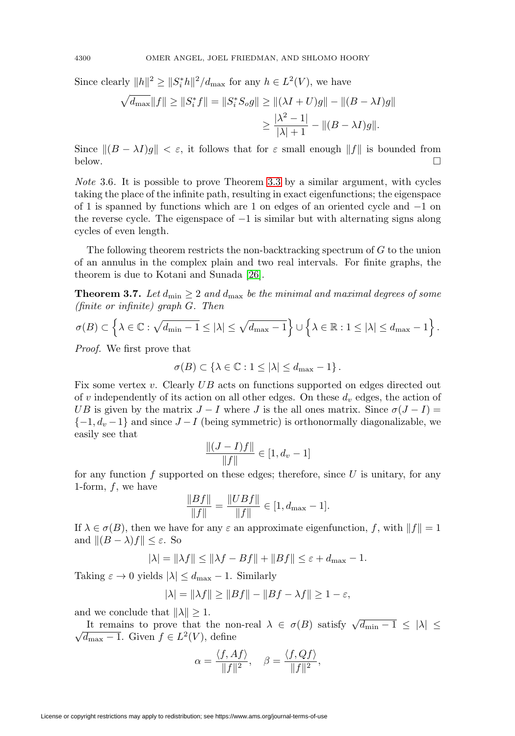Since clearly $\|h\|^2 \geq \|S_i^* h\|^2 / d_{\max}$ for any $h \in L^2(V)$, we have

$$\sqrt{d_{\max}}\|f\| \geq \|S_i^* f\| = \|S_i^* S_o g\| \geq \|(\lambda I + U)g\| - \|(B - \lambda I)g\|$$
$$\geq \frac{|\lambda^2 - 1|}{|\lambda| + 1} - \|(B - \lambda I)g\|.$$

Since $\|(B - \lambda I)g\| < \varepsilon$, it follows that for $\varepsilon$ small enough $\|f\|$ is bounded from below. $\square$

*Note* 3.6. It is possible to prove Theorem 3.3 by a similar argument, with cycles taking the place of the infinite path, resulting in exact eigenfunctions; the eigenspace of 1 is spanned by functions which are 1 on edges of an oriented cycle and $-1$ on the reverse cycle. The eigenspace of $-1$ is similar but with alternating signs along cycles of even length.

The following theorem restricts the non-backtracking spectrum of $G$ to the union of an annulus in the complex plain and two real intervals. For finite graphs, the theorem is due to Kotani and Sunada [26].

**Theorem 3.7.** *Let $d_{\min} \geq 2$ and $d_{\max}$ be the minimal and maximal degrees of some (finite or infinite) graph $G$. Then*

$$\sigma(B) \subset \left\{\lambda \in \mathbb{C} : \sqrt{d_{\min} - 1} \leq |\lambda| \leq \sqrt{d_{\max} - 1}\right\} \cup \left\{\lambda \in \mathbb{R} : 1 \leq |\lambda| \leq d_{\max} - 1\right\}.$$

*Proof.* We first prove that

$$\sigma(B) \subset \{\lambda \in \mathbb{C} : 1 \leq |\lambda| \leq d_{\max} - 1\}.$$

Fix some vertex $v$. Clearly $UB$ acts on functions supported on edges directed out of $v$ independently of its action on all other edges. On these $d_v$ edges, the action of $UB$ is given by the matrix $J - I$ where $J$ is the all ones matrix. Since $\sigma(J - I) = \{-1, d_v - 1\}$ and since $J - I$ (being symmetric) is orthonormally diagonalizable, we easily see that

$$\frac{\|(J - I)f\|}{\|f\|} \in [1, d_v - 1]$$

for any function $f$ supported on these edges; therefore, since $U$ is unitary, for any 1-form, $f$, we have

$$\frac{\|Bf\|}{\|f\|} = \frac{\|UBf\|}{\|f\|} \in [1, d_{\max} - 1].$$

If $\lambda \in \sigma(B)$, then we have for any $\varepsilon$ an approximate eigenfunction, $f$, with $\|f\| = 1$ and $\|(B - \lambda)f\| \leq \varepsilon$. So

$$|\lambda| = \|\lambda f\| \leq \|\lambda f - Bf\| + \|Bf\| \leq \varepsilon + d_{\max} - 1.$$

Taking $\varepsilon \to 0$ yields $|\lambda| \leq d_{\max} - 1$. Similarly

$$|\lambda| = \|\lambda f\| \geq \|Bf\| - \|Bf - \lambda f\| \geq 1 - \varepsilon,$$

and we conclude that $\|\lambda\| \geq 1$.

It remains to prove that the non-real $\lambda \in \sigma(B)$ satisfy $\sqrt{d_{\min} - 1} \leq |\lambda| \leq \sqrt{d_{\max} - 1}$. Given $f \in L^2(V)$, define

$$\alpha = \frac{\langle f, Af\rangle}{\|f\|^2}, \quad \beta = \frac{\langle f, Qf\rangle}{\|f\|^2},$$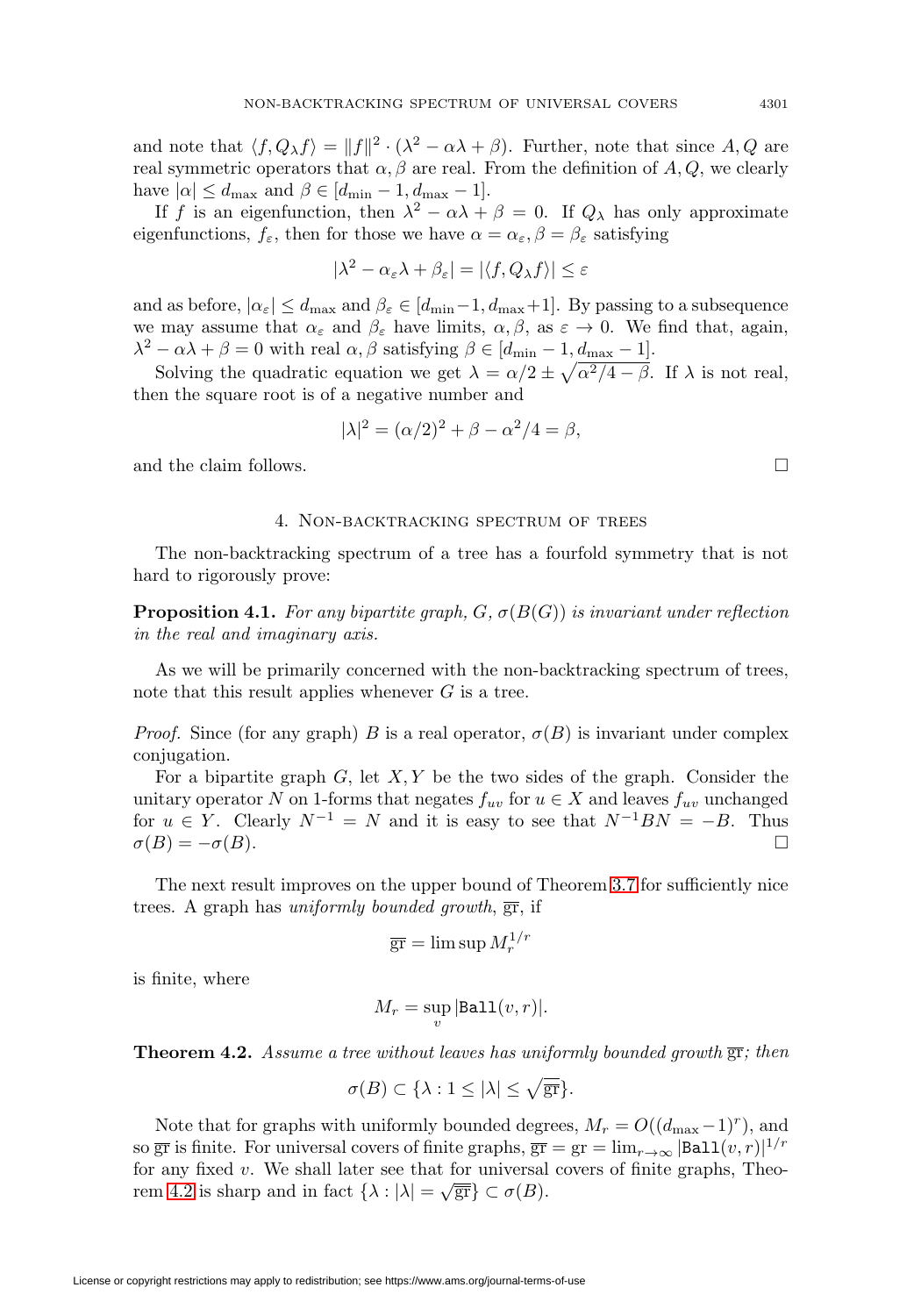and note that $\langle f, Q_\lambda f\rangle = \|f\|^2 \cdot (\lambda^2 - \alpha\lambda + \beta)$. Further, note that since $A, Q$ are real symmetric operators that $\alpha, \beta$ are real. From the definition of $A, Q$, we clearly have $|\alpha| \le d_{\max}$ and $\beta \in [d_{\min} - 1, d_{\max} - 1]$.

If $f$ is an eigenfunction, then $\lambda^2 - \alpha\lambda + \beta = 0$. If $Q_\lambda$ has only approximate eigenfunctions, $f_\varepsilon$, then for those we have $\alpha = \alpha_\varepsilon, \beta = \beta_\varepsilon$ satisfying

$$|\lambda^2 - \alpha_\varepsilon\lambda + \beta_\varepsilon| = |\langle f, Q_\lambda f\rangle| \le \varepsilon$$

and as before, $|\alpha_\varepsilon| \le d_{\max}$ and $\beta_\varepsilon \in [d_{\min}-1, d_{\max}+1]$. By passing to a subsequence we may assume that $\alpha_\varepsilon$ and $\beta_\varepsilon$ have limits, $\alpha, \beta$, as $\varepsilon \to 0$. We find that, again, $\lambda^2 - \alpha\lambda + \beta = 0$ with real $\alpha, \beta$ satisfying $\beta \in [d_{\min} - 1, d_{\max} - 1]$.

Solving the quadratic equation we get $\lambda = \alpha/2 \pm \sqrt{\alpha^2/4 - \beta}$. If $\lambda$ is not real, then the square root is of a negative number and

$$|\lambda|^2 = (\alpha/2)^2 + \beta - \alpha^2/4 = \beta,$$

and the claim follows. □

## 4. Non-backtracking spectrum of trees

The non-backtracking spectrum of a tree has a fourfold symmetry that is not hard to rigorously prove:

**Proposition 4.1.** *For any bipartite graph, $G$, $\sigma(B(G))$ is invariant under reflection in the real and imaginary axis.*

As we will be primarily concerned with the non-backtracking spectrum of trees, note that this result applies whenever $G$ is a tree.

*Proof.* Since (for any graph) $B$ is a real operator, $\sigma(B)$ is invariant under complex conjugation.

For a bipartite graph $G$, let $X, Y$ be the two sides of the graph. Consider the unitary operator $N$ on 1-forms that negates $f_{uv}$ for $u \in X$ and leaves $f_{uv}$ unchanged for $u \in Y$. Clearly $N^{-1} = N$ and it is easy to see that $N^{-1}BN = -B$. Thus $\sigma(B) = -\sigma(B)$. □

The next result improves on the upper bound of Theorem 3.7 for sufficiently nice trees. A graph has *uniformly bounded growth*, $\overline{\mathrm{gr}}$, if

$$\overline{\mathrm{gr}} = \limsup M_r^{1/r}$$

is finite, where

$$M_r = \sup_v |\mathtt{Ball}(v, r)|.$$

**Theorem 4.2.** *Assume a tree without leaves has uniformly bounded growth $\overline{\mathrm{gr}}$; then*

$$\sigma(B) \subset \{\lambda : 1 \le |\lambda| \le \sqrt{\overline{\mathrm{gr}}}\}.$$

Note that for graphs with uniformly bounded degrees, $M_r = O((d_{\max} - 1)^r)$, and so $\overline{\mathrm{gr}}$ is finite. For universal covers of finite graphs, $\overline{\mathrm{gr}} = \mathrm{gr} = \lim_{r\to\infty} |\mathtt{Ball}(v, r)|^{1/r}$ for any fixed $v$. We shall later see that for universal covers of finite graphs, Theorem 4.2 is sharp and in fact $\{\lambda : |\lambda| = \sqrt{\overline{\mathrm{gr}}}\} \subset \sigma(B)$.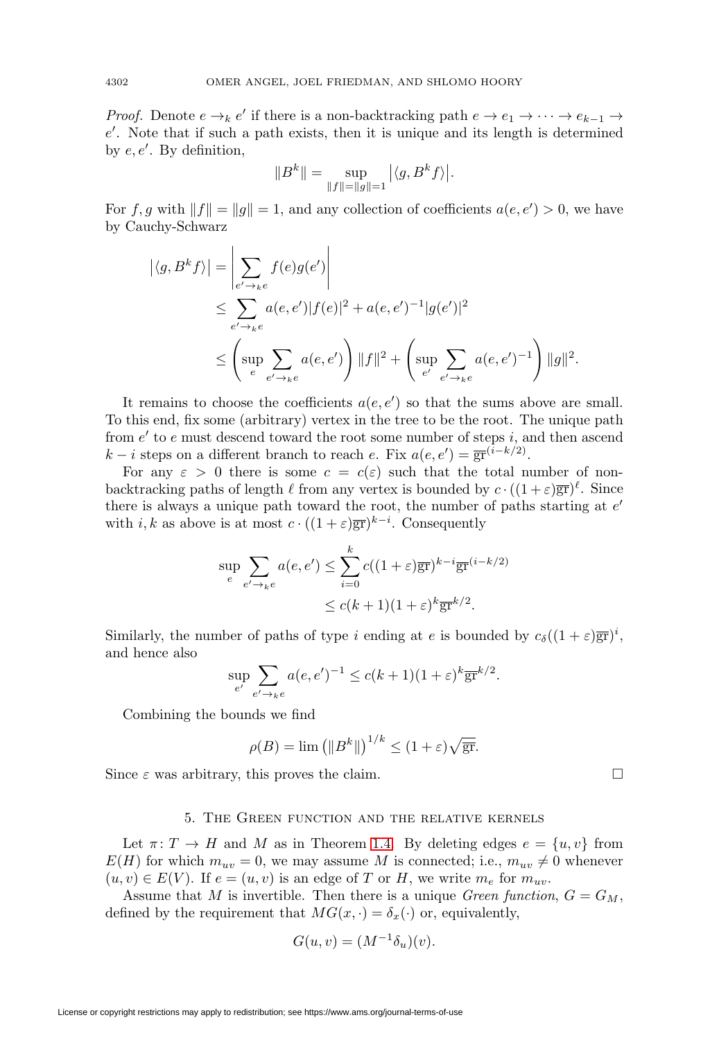*Proof.* Denote $e \to_k e'$ if there is a non-backtracking path $e \to e_1 \to \cdots \to e_{k-1} \to e'$. Note that if such a path exists, then it is unique and its length is determined by $e, e'$. By definition,

$$\|B^k\| = \sup_{\|f\|=\|g\|=1} \left|\langle g, B^k f\rangle\right|.$$

For $f, g$ with $\|f\| = \|g\| = 1$, and any collection of coefficients $a(e, e') > 0$, we have by Cauchy-Schwarz

$$\begin{aligned}
\left|\langle g, B^k f\rangle\right| &= \left|\sum_{e' \to_k e} f(e)g(e')\right| \\
&\leq \sum_{e' \to_k e} a(e,e')|f(e)|^2 + a(e,e')^{-1}|g(e')|^2 \\
&\leq \left(\sup_e \sum_{e' \to_k e} a(e,e')\right)\|f\|^2 + \left(\sup_{e'} \sum_{e' \to_k e} a(e,e')^{-1}\right)\|g\|^2.
\end{aligned}$$

It remains to choose the coefficients $a(e, e')$ so that the sums above are small. To this end, fix some (arbitrary) vertex in the tree to be the root. The unique path from $e'$ to $e$ must descend toward the root some number of steps $i$, and then ascend $k - i$ steps on a different branch to reach $e$. Fix $a(e, e') = \overline{\mathrm{gr}}^{(i-k/2)}$.

For any $\varepsilon > 0$ there is some $c = c(\varepsilon)$ such that the total number of non-backtracking paths of length $\ell$ from any vertex is bounded by $c \cdot ((1+\varepsilon)\overline{\mathrm{gr}})^{\ell}$. Since there is always a unique path toward the root, the number of paths starting at $e'$ with $i, k$ as above is at most $c \cdot ((1+\varepsilon)\overline{\mathrm{gr}})^{k-i}$. Consequently

$$\begin{aligned}
\sup_e \sum_{e' \to_k e} a(e,e') &\leq \sum_{i=0}^{k} c((1+\varepsilon)\overline{\mathrm{gr}})^{k-i}\overline{\mathrm{gr}}^{(i-k/2)} \\
&\leq c(k+1)(1+\varepsilon)^k \overline{\mathrm{gr}}^{k/2}.
\end{aligned}$$

Similarly, the number of paths of type $i$ ending at $e$ is bounded by $c_\delta((1+\varepsilon)\overline{\mathrm{gr}})^i$, and hence also

$$\sup_{e'} \sum_{e' \to_k e} a(e,e')^{-1} \leq c(k+1)(1+\varepsilon)^k \overline{\mathrm{gr}}^{k/2}.$$

Combining the bounds we find

$$\rho(B) = \lim \left(\|B^k\|\right)^{1/k} \leq (1+\varepsilon)\sqrt{\overline{\mathrm{gr}}}.$$

Since $\varepsilon$ was arbitrary, this proves the claim. $\square$

## 5. The Green function and the relative kernels

Let $\pi\colon T \to H$ and $M$ as in Theorem 1.4. By deleting edges $e = \{u, v\}$ from $E(H)$ for which $m_{uv} = 0$, we may assume $M$ is connected; i.e., $m_{uv} \neq 0$ whenever $(u, v) \in E(V)$. If $e = (u, v)$ is an edge of $T$ or $H$, we write $m_e$ for $m_{uv}$.

Assume that $M$ is invertible. Then there is a unique *Green function*, $G = G_M$, defined by the requirement that $MG(x, \cdot) = \delta_x(\cdot)$ or, equivalently,

$$G(u, v) = (M^{-1}\delta_u)(v).$$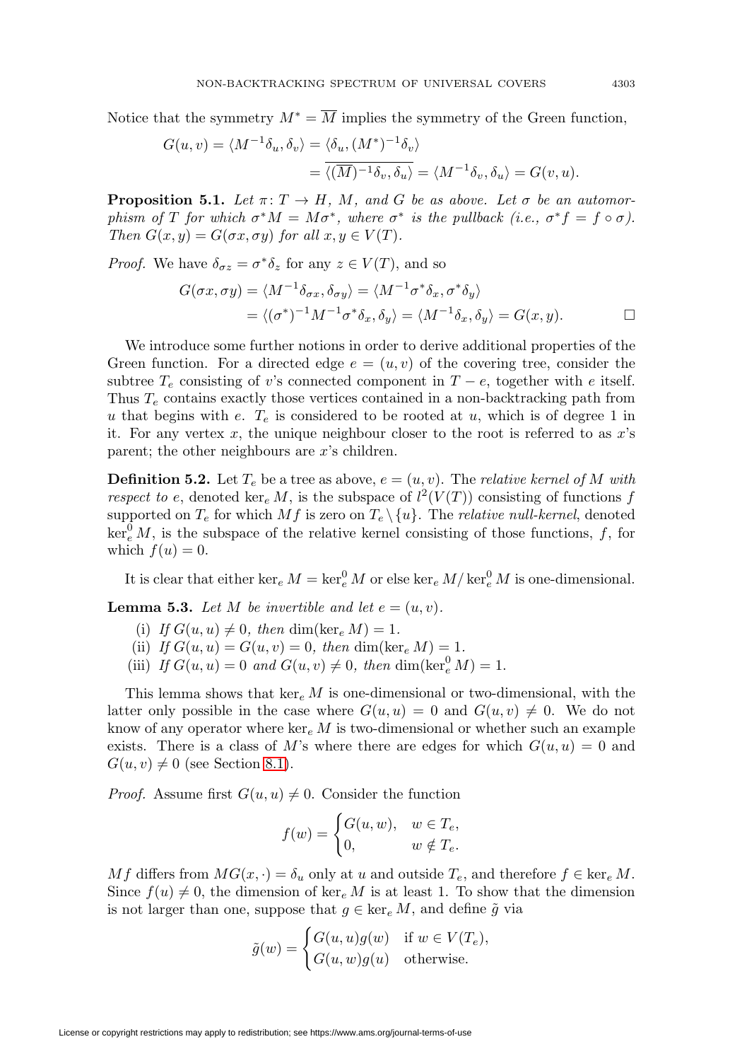Notice that the symmetry $M^* = \overline{M}$ implies the symmetry of the Green function,

$$
\begin{aligned}
G(u,v) = \langle M^{-1}\delta_u, \delta_v\rangle &= \langle \delta_u, (M^*)^{-1}\delta_v\rangle \\
&= \overline{\langle (\overline{M})^{-1}\delta_v, \delta_u\rangle} = \langle M^{-1}\delta_v, \delta_u\rangle = G(v,u).
\end{aligned}
$$

**Proposition 5.1.** *Let $\pi\colon T \to H$, $M$, and $G$ be as above. Let $\sigma$ be an automorphism of $T$ for which $\sigma^* M = M\sigma^*$, where $\sigma^*$ is the pullback (i.e., $\sigma^* f = f \circ \sigma$). Then $G(x,y) = G(\sigma x, \sigma y)$ for all $x, y \in V(T)$.*

*Proof.* We have $\delta_{\sigma z} = \sigma^* \delta_z$ for any $z \in V(T)$, and so

$$
\begin{aligned}
G(\sigma x, \sigma y) = \langle M^{-1}\delta_{\sigma x}, \delta_{\sigma y}\rangle &= \langle M^{-1}\sigma^*\delta_x, \sigma^*\delta_y\rangle \\
&= \langle (\sigma^*)^{-1}M^{-1}\sigma^*\delta_x, \delta_y\rangle = \langle M^{-1}\delta_x, \delta_y\rangle = G(x,y). \qquad \square
\end{aligned}
$$

We introduce some further notions in order to derive additional properties of the Green function. For a directed edge $e = (u,v)$ of the covering tree, consider the subtree $T_e$ consisting of $v$'s connected component in $T - e$, together with $e$ itself. Thus $T_e$ contains exactly those vertices contained in a non-backtracking path from $u$ that begins with $e$. $T_e$ is considered to be rooted at $u$, which is of degree 1 in it. For any vertex $x$, the unique neighbour closer to the root is referred to as $x$'s parent; the other neighbours are $x$'s children.

**Definition 5.2.** Let $T_e$ be a tree as above, $e = (u,v)$. The *relative kernel of $M$ with respect to $e$*, denoted $\ker_e M$, is the subspace of $l^2(V(T))$ consisting of functions $f$ supported on $T_e$ for which $Mf$ is zero on $T_e \setminus \{u\}$. The *relative null-kernel*, denoted $\ker_e^0 M$, is the subspace of the relative kernel consisting of those functions, $f$, for which $f(u) = 0$.

It is clear that either $\ker_e M = \ker_e^0 M$ or else $\ker_e M / \ker_e^0 M$ is one-dimensional.

**Lemma 5.3.** *Let $M$ be invertible and let $e = (u,v)$.*

(i) *If $G(u,u) \neq 0$, then $\dim(\ker_e M) = 1$.*
(ii) *If $G(u,u) = G(u,v) = 0$, then $\dim(\ker_e M) = 1$.*
(iii) *If $G(u,u) = 0$ and $G(u,v) \neq 0$, then $\dim(\ker_e^0 M) = 1$.*

This lemma shows that $\ker_e M$ is one-dimensional or two-dimensional, with the latter only possible in the case where $G(u,u) = 0$ and $G(u,v) \neq 0$. We do not know of any operator where $\ker_e M$ is two-dimensional or whether such an example exists. There is a class of $M$'s where there are edges for which $G(u,u) = 0$ and $G(u,v) \neq 0$ (see Section 8.1).

*Proof.* Assume first $G(u,u) \neq 0$. Consider the function

$$
f(w) = \begin{cases} G(u,w), & w \in T_e, \\ 0, & w \notin T_e. \end{cases}
$$

$Mf$ differs from $MG(x,\cdot) = \delta_u$ only at $u$ and outside $T_e$, and therefore $f \in \ker_e M$. Since $f(u) \neq 0$, the dimension of $\ker_e M$ is at least 1. To show that the dimension is not larger than one, suppose that $g \in \ker_e M$, and define $\tilde{g}$ via

$$
\tilde{g}(w) = \begin{cases} G(u,u)g(w) & \text{if } w \in V(T_e), \\ G(u,w)g(u) & \text{otherwise.} \end{cases}
$$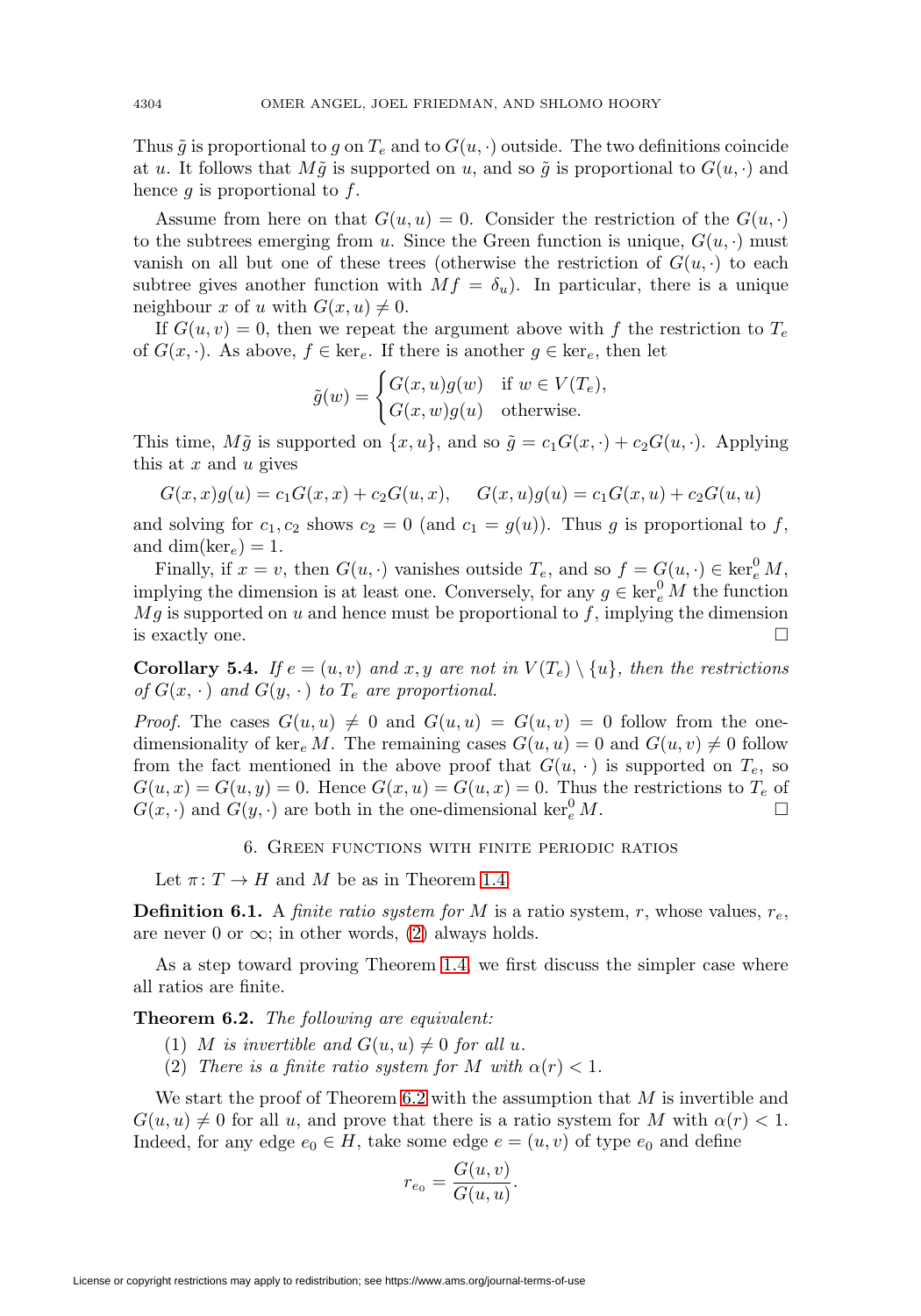Thus $\tilde{g}$ is proportional to $g$ on $T_e$ and to $G(u,\cdot)$ outside. The two definitions coincide at $u$. It follows that $M\tilde{g}$ is supported on $u$, and so $\tilde{g}$ is proportional to $G(u,\cdot)$ and hence $g$ is proportional to $f$.

Assume from here on that $G(u,u) = 0$. Consider the restriction of the $G(u,\cdot)$ to the subtrees emerging from $u$. Since the Green function is unique, $G(u,\cdot)$ must vanish on all but one of these trees (otherwise the restriction of $G(u,\cdot)$ to each subtree gives another function with $Mf = \delta_u$). In particular, there is a unique neighbour $x$ of $u$ with $G(x,u) \neq 0$.

If $G(u,v) = 0$, then we repeat the argument above with $f$ the restriction to $T_e$ of $G(x,\cdot)$. As above, $f \in \ker_e$. If there is another $g \in \ker_e$, then let

$$\tilde{g}(w) = \begin{cases} G(x,u)g(w) & \text{if } w \in V(T_e), \\ G(x,w)g(u) & \text{otherwise.} \end{cases}$$

This time, $M\tilde{g}$ is supported on $\{x,u\}$, and so $\tilde{g} = c_1 G(x,\cdot) + c_2 G(u,\cdot)$. Applying this at $x$ and $u$ gives

$$G(x,x)g(u) = c_1 G(x,x) + c_2 G(u,x), \qquad G(x,u)g(u) = c_1 G(x,u) + c_2 G(u,u)$$

and solving for $c_1, c_2$ shows $c_2 = 0$ (and $c_1 = g(u)$). Thus $g$ is proportional to $f$, and $\dim(\ker_e) = 1$.

Finally, if $x = v$, then $G(u,\cdot)$ vanishes outside $T_e$, and so $f = G(u,\cdot) \in \ker_e^0 M$, implying the dimension is at least one. Conversely, for any $g \in \ker_e^0 M$ the function $Mg$ is supported on $u$ and hence must be proportional to $f$, implying the dimension is exactly one. $\square$

**Corollary 5.4.** *If $e = (u,v)$ and $x,y$ are not in $V(T_e) \setminus \{u\}$, then the restrictions of $G(x,\cdot)$ and $G(y,\cdot)$ to $T_e$ are proportional.*

*Proof.* The cases $G(u,u) \neq 0$ and $G(u,u) = G(u,v) = 0$ follow from the one-dimensionality of $\ker_e M$. The remaining cases $G(u,u) = 0$ and $G(u,v) \neq 0$ follow from the fact mentioned in the above proof that $G(u,\cdot)$ is supported on $T_e$, so $G(u,x) = G(u,y) = 0$. Hence $G(x,u) = G(u,x) = 0$. Thus the restrictions to $T_e$ of $G(x,\cdot)$ and $G(y,\cdot)$ are both in the one-dimensional $\ker_e^0 M$. $\square$

## 6. Green functions with finite periodic ratios

Let $\pi\colon T \to H$ and $M$ be as in Theorem 1.4.

**Definition 6.1.** A *finite ratio system for $M$* is a ratio system, $r$, whose values, $r_e$, are never 0 or $\infty$; in other words, (2) always holds.

As a step toward proving Theorem 1.4, we first discuss the simpler case where all ratios are finite.

**Theorem 6.2.** *The following are equivalent:*

1. *$M$ is invertible and $G(u,u) \neq 0$ for all $u$.*
2. *There is a finite ratio system for $M$ with $\alpha(r) < 1$.*

We start the proof of Theorem 6.2 with the assumption that $M$ is invertible and $G(u,u) \neq 0$ for all $u$, and prove that there is a ratio system for $M$ with $\alpha(r) < 1$. Indeed, for any edge $e_0 \in H$, take some edge $e = (u,v)$ of type $e_0$ and define

$$r_{e_0} = \frac{G(u,v)}{G(u,u)}.$$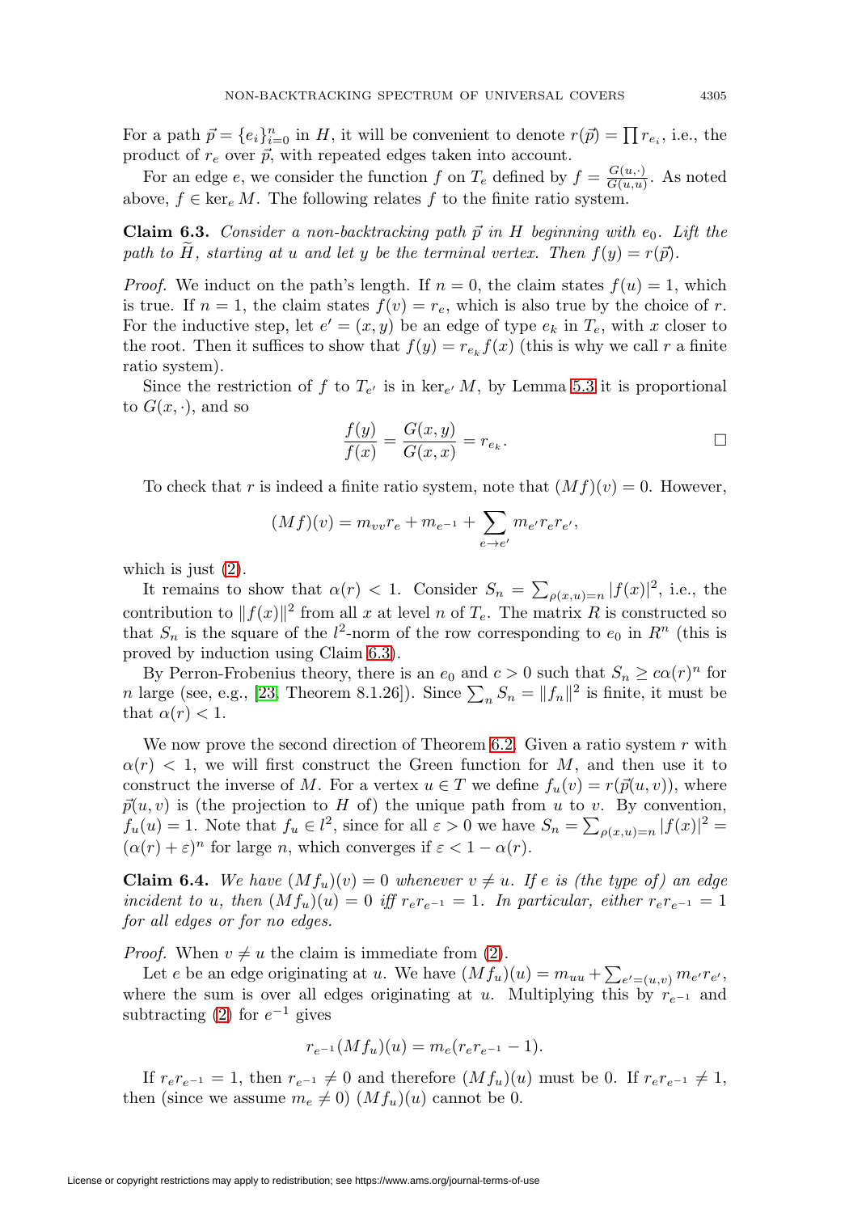For a path $\vec{p} = \{e_i\}_{i=0}^n$ in $H$, it will be convenient to denote $r(\vec{p}) = \prod r_{e_i}$, i.e., the product of $r_e$ over $\vec{p}$, with repeated edges taken into account.

For an edge $e$, we consider the function $f$ on $T_e$ defined by $f = \frac{G(u,\cdot)}{G(u,u)}$. As noted above, $f \in \ker_e M$. The following relates $f$ to the finite ratio system.

**Claim 6.3.** *Consider a non-backtracking path $\vec{p}$ in $H$ beginning with $e_0$. Lift the path to $\widetilde{H}$, starting at $u$ and let $y$ be the terminal vertex. Then $f(y) = r(\vec{p})$.*

*Proof.* We induct on the path's length. If $n = 0$, the claim states $f(u) = 1$, which is true. If $n = 1$, the claim states $f(v) = r_e$, which is also true by the choice of $r$. For the inductive step, let $e' = (x, y)$ be an edge of type $e_k$ in $T_e$, with $x$ closer to the root. Then it suffices to show that $f(y) = r_{e_k} f(x)$ (this is why we call $r$ a finite ratio system).

Since the restriction of $f$ to $T_{e'}$ is in $\ker_{e'} M$, by Lemma 5.3 it is proportional to $G(x, \cdot)$, and so

$$\frac{f(y)}{f(x)} = \frac{G(x,y)}{G(x,x)} = r_{e_k}. \qquad \square$$

To check that $r$ is indeed a finite ratio system, note that $(Mf)(v) = 0$. However,

$$(Mf)(v) = m_{vv} r_e + m_{e^{-1}} + \sum_{e \to e'} m_{e'} r_e r_{e'},$$

which is just (2).

It remains to show that $\alpha(r) < 1$. Consider $S_n = \sum_{\rho(x,u)=n} |f(x)|^2$, i.e., the contribution to $\|f(x)\|^2$ from all $x$ at level $n$ of $T_e$. The matrix $R$ is constructed so that $S_n$ is the square of the $l^2$-norm of the row corresponding to $e_0$ in $R^n$ (this is proved by induction using Claim 6.3).

By Perron-Frobenius theory, there is an $e_0$ and $c > 0$ such that $S_n \geq c\alpha(r)^n$ for $n$ large (see, e.g., [23, Theorem 8.1.26]). Since $\sum_n S_n = \|f_n\|^2$ is finite, it must be that $\alpha(r) < 1$.

We now prove the second direction of Theorem 6.2. Given a ratio system $r$ with $\alpha(r) < 1$, we will first construct the Green function for $M$, and then use it to construct the inverse of $M$. For a vertex $u \in T$ we define $f_u(v) = r(\vec{p}(u,v))$, where $\vec{p}(u,v)$ is (the projection to $H$ of) the unique path from $u$ to $v$. By convention, $f_u(u) = 1$. Note that $f_u \in l^2$, since for all $\varepsilon > 0$ we have $S_n = \sum_{\rho(x,u)=n} |f(x)|^2 = (\alpha(r) + \varepsilon)^n$ for large $n$, which converges if $\varepsilon < 1 - \alpha(r)$.

**Claim 6.4.** *We have $(Mf_u)(v) = 0$ whenever $v \neq u$. If $e$ is (the type of) an edge incident to $u$, then $(Mf_u)(u) = 0$ iff $r_e r_{e^{-1}} = 1$. In particular, either $r_e r_{e^{-1}} = 1$ for all edges or for no edges.*

*Proof.* When $v \neq u$ the claim is immediate from (2).

Let $e$ be an edge originating at $u$. We have $(Mf_u)(u) = m_{uu} + \sum_{e'=(u,v)} m_{e'} r_{e'}$, where the sum is over all edges originating at $u$. Multiplying this by $r_{e^{-1}}$ and subtracting (2) for $e^{-1}$ gives

$$r_{e^{-1}}(Mf_u)(u) = m_e(r_e r_{e^{-1}} - 1).$$

If $r_e r_{e^{-1}} = 1$, then $r_{e^{-1}} \neq 0$ and therefore $(Mf_u)(u)$ must be 0. If $r_e r_{e^{-1}} \neq 1$, then (since we assume $m_e \neq 0$) $(Mf_u)(u)$ cannot be 0.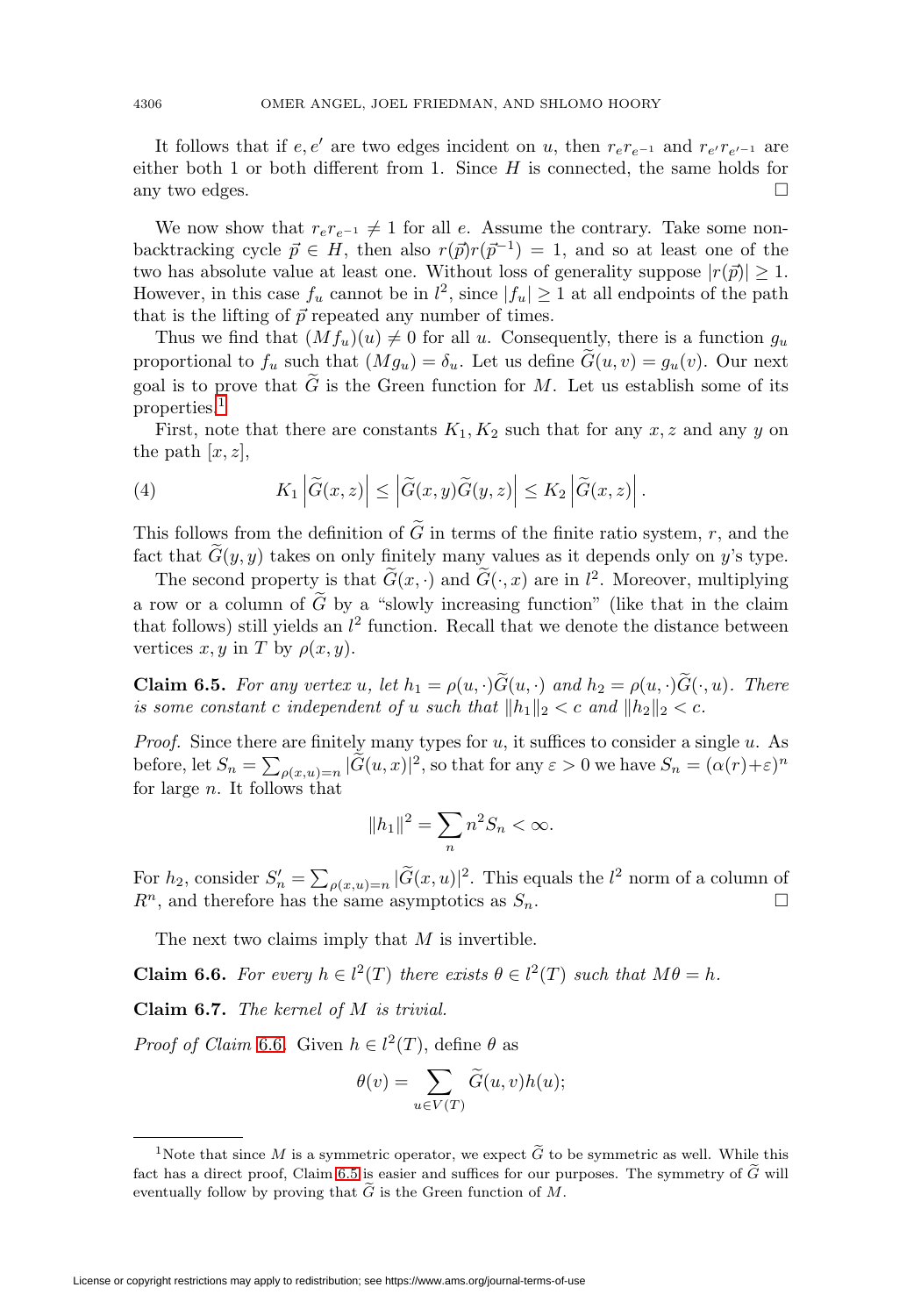It follows that if $e, e'$ are two edges incident on $u$, then $r_e r_{e^{-1}}$ and $r_{e'} r_{e'^{-1}}$ are either both 1 or both different from 1. Since $H$ is connected, the same holds for any two edges. $\square$

We now show that $r_e r_{e^{-1}} \neq 1$ for all $e$. Assume the contrary. Take some non-backtracking cycle $\vec{p} \in H$, then also $r(\vec{p}) r(\vec{p}^{-1}) = 1$, and so at least one of the two has absolute value at least one. Without loss of generality suppose $|r(\vec{p})| \geq 1$. However, in this case $f_u$ cannot be in $l^2$, since $|f_u| \geq 1$ at all endpoints of the path that is the lifting of $\vec{p}$ repeated any number of times.

Thus we find that $(M f_u)(u) \neq 0$ for all $u$. Consequently, there is a function $g_u$ proportional to $f_u$ such that $(M g_u) = \delta_u$. Let us define $\widetilde{G}(u, v) = g_u(v)$. Our next goal is to prove that $\widetilde{G}$ is the Green function for $M$. Let us establish some of its properties.[1]

First, note that there are constants $K_1, K_2$ such that for any $x, z$ and any $y$ on the path $[x, z]$,

$$K_1 \left| \widetilde{G}(x,z) \right| \leq \left| \widetilde{G}(x,y) \widetilde{G}(y,z) \right| \leq K_2 \left| \widetilde{G}(x,z) \right|. \tag{4}$$

This follows from the definition of $\widetilde{G}$ in terms of the finite ratio system, $r$, and the fact that $\widetilde{G}(y, y)$ takes on only finitely many values as it depends only on $y$'s type.

The second property is that $\widetilde{G}(x, \cdot)$ and $\widetilde{G}(\cdot, x)$ are in $l^2$. Moreover, multiplying a row or a column of $\widetilde{G}$ by a "slowly increasing function" (like that in the claim that follows) still yields an $l^2$ function. Recall that we denote the distance between vertices $x, y$ in $T$ by $\rho(x, y)$.

**Claim 6.5.** *For any vertex $u$, let $h_1 = \rho(u, \cdot) \widetilde{G}(u, \cdot)$ and $h_2 = \rho(u, \cdot) \widetilde{G}(\cdot, u)$. There is some constant $c$ independent of $u$ such that $\|h_1\|_2 < c$ and $\|h_2\|_2 < c$.*

*Proof.* Since there are finitely many types for $u$, it suffices to consider a single $u$. As before, let $S_n = \sum_{\rho(x,u)=n} |\widetilde{G}(u, x)|^2$, so that for any $\varepsilon > 0$ we have $S_n = (\alpha(r) + \varepsilon)^n$ for large $n$. It follows that

$$\|h_1\|^2 = \sum_n n^2 S_n < \infty.$$

For $h_2$, consider $S'_n = \sum_{\rho(x,u)=n} |\widetilde{G}(x, u)|^2$. This equals the $l^2$ norm of a column of $R^n$, and therefore has the same asymptotics as $S_n$. $\square$

The next two claims imply that $M$ is invertible.

**Claim 6.6.** *For every $h \in l^2(T)$ there exists $\theta \in l^2(T)$ such that $M\theta = h$.*

**Claim 6.7.** *The kernel of $M$ is trivial.*

*Proof of Claim 6.6.* Given $h \in l^2(T)$, define $\theta$ as

$$\theta(v) = \sum_{u \in V(T)} \widetilde{G}(u, v) h(u);$$

[1] Note that since $M$ is a symmetric operator, we expect $\widetilde{G}$ to be symmetric as well. While this fact has a direct proof, Claim 6.5 is easier and suffices for our purposes. The symmetry of $\widetilde{G}$ will eventually follow by proving that $\widetilde{G}$ is the Green function of $M$.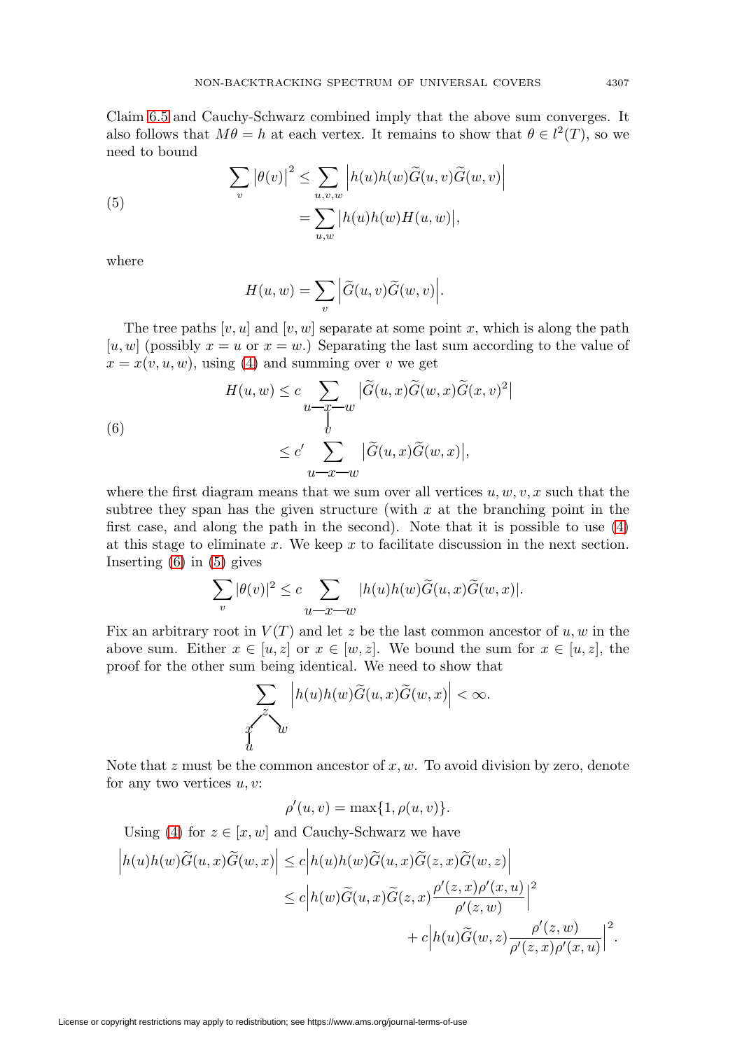Claim 6.5 and Cauchy-Schwarz combined imply that the above sum converges. It also follows that $M\theta = h$ at each vertex. It remains to show that $\theta \in l^2(T)$, so we need to bound

$$\begin{aligned}
\sum_v \big|\theta(v)\big|^2 &\le \sum_{u,v,w} \Big| h(u)h(w)\widetilde{G}(u,v)\widetilde{G}(w,v)\Big| \\
&= \sum_{u,w} \big|h(u)h(w)H(u,w)\big|,
\end{aligned} \tag{5}$$

where

$$H(u,w) = \sum_v \Big|\widetilde{G}(u,v)\widetilde{G}(w,v)\Big|.$$

The tree paths $[v,u]$ and $[v,w]$ separate at some point $x$, which is along the path $[u,w]$ (possibly $x = u$ or $x = w$.) Separating the last sum according to the value of $x = x(v,u,w)$, using (4) and summing over $v$ we get

$$\begin{aligned}
H(u,w) &\le c \sum_{\substack{u - x - w \\ | \\ v}} \big|\widetilde{G}(u,x)\widetilde{G}(w,x)\widetilde{G}(x,v)^2\big| \\
&\le c' \sum_{u - x - w} \big|\widetilde{G}(u,x)\widetilde{G}(w,x)\big|,
\end{aligned} \tag{6}$$

where the first diagram means that we sum over all vertices $u, w, v, x$ such that the subtree they span has the given structure (with $x$ at the branching point in the first case, and along the path in the second). Note that it is possible to use (4) at this stage to eliminate $x$. We keep $x$ to facilitate discussion in the next section. Inserting (6) in (5) gives

$$\sum_v |\theta(v)|^2 \le c \sum_{u - x - w} |h(u)h(w)\widetilde{G}(u,x)\widetilde{G}(w,x)|.$$

Fix an arbitrary root in $V(T)$ and let $z$ be the last common ancestor of $u, w$ in the above sum. Either $x \in [u,z]$ or $x \in [w,z]$. We bound the sum for $x \in [u,z]$, the proof for the other sum being identical. We need to show that

$$\sum_{\substack{z \\ x \diagup \ \diagdown w \\ | \\ u}} \Big|h(u)h(w)\widetilde{G}(u,x)\widetilde{G}(w,x)\Big| < \infty.$$

Note that $z$ must be the common ancestor of $x, w$. To avoid division by zero, denote for any two vertices $u, v$:

$$\rho'(u,v) = \max\{1, \rho(u,v)\}.$$

Using (4) for $z \in [x,w]$ and Cauchy-Schwarz we have

$$\begin{aligned}
\Big|h(u)h(w)\widetilde{G}(u,x)\widetilde{G}(w,x)\Big| &\le c\Big|h(u)h(w)\widetilde{G}(u,x)\widetilde{G}(z,x)\widetilde{G}(w,z)\Big| \\
&\le c\Big|h(w)\widetilde{G}(u,x)\widetilde{G}(z,x)\frac{\rho'(z,x)\rho'(x,u)}{\rho'(z,w)}\Big|^2 \\
&\quad + c\Big|h(u)\widetilde{G}(w,z)\frac{\rho'(z,w)}{\rho'(z,x)\rho'(x,u)}\Big|^2.
\end{aligned}$$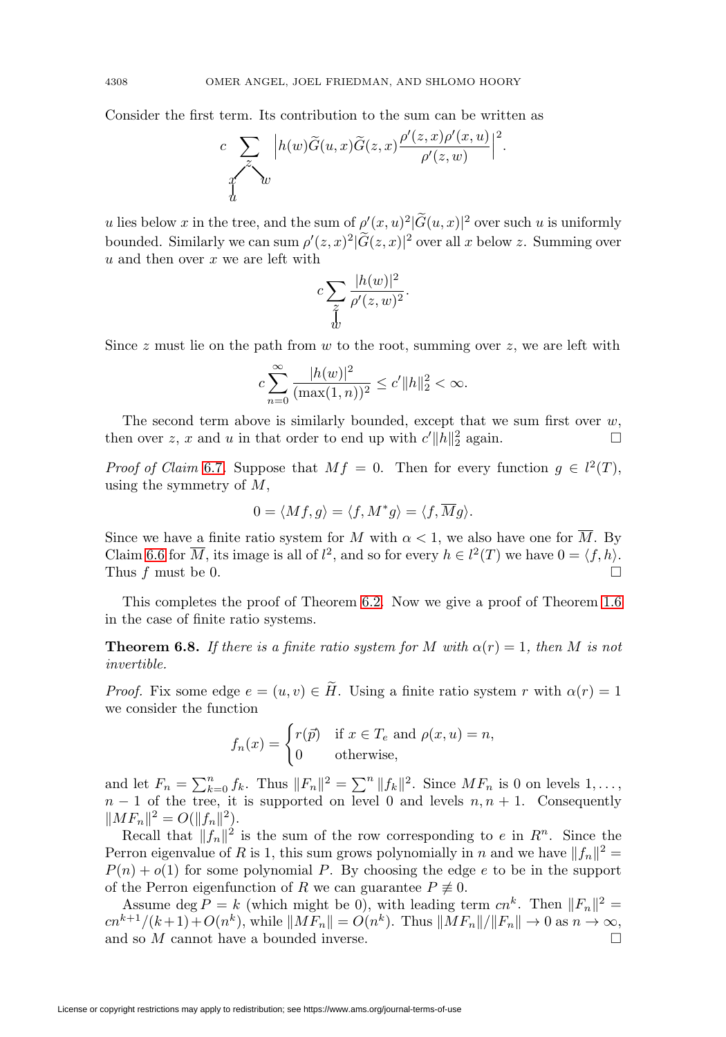Consider the first term. Its contribution to the sum can be written as

$$c \sum_{\substack{z \\ x \swarrow \searrow w \\ | \\ u}} \left| h(w)\widetilde{G}(u,x)\widetilde{G}(z,x)\frac{\rho'(z,x)\rho'(x,u)}{\rho'(z,w)}\right|^2.$$

$u$ lies below $x$ in the tree, and the sum of $\rho'(x,u)^2|\widetilde{G}(u,x)|^2$ over such $u$ is uniformly bounded. Similarly we can sum $\rho'(z,x)^2|\widetilde{G}(z,x)|^2$ over all $x$ below $z$. Summing over $u$ and then over $x$ we are left with

$$c \sum_{\substack{z \\ | \\ w}} \frac{|h(w)|^2}{\rho'(z,w)^2}.$$

Since $z$ must lie on the path from $w$ to the root, summing over $z$, we are left with

$$c \sum_{n=0}^{\infty} \frac{|h(w)|^2}{(\max(1,n))^2} \leq c' \|h\|_2^2 < \infty.$$

The second term above is similarly bounded, except that we sum first over $w$, then over $z$, $x$ and $u$ in that order to end up with $c'\|h\|_2^2$ again. $\square$

*Proof of Claim* 6.7. Suppose that $Mf = 0$. Then for every function $g \in l^2(T)$, using the symmetry of $M$,

$$0 = \langle Mf, g\rangle = \langle f, M^* g\rangle = \langle f, \overline{M}g\rangle.$$

Since we have a finite ratio system for $M$ with $\alpha < 1$, we also have one for $\overline{M}$. By Claim 6.6 for $\overline{M}$, its image is all of $l^2$, and so for every $h \in l^2(T)$ we have $0 = \langle f, h\rangle$. Thus $f$ must be 0. $\square$

This completes the proof of Theorem 6.2. Now we give a proof of Theorem 1.6 in the case of finite ratio systems.

**Theorem 6.8.** *If there is a finite ratio system for $M$ with $\alpha(r) = 1$, then $M$ is not invertible.*

*Proof.* Fix some edge $e = (u,v) \in \widetilde{H}$. Using a finite ratio system $r$ with $\alpha(r) = 1$ we consider the function

$$f_n(x) = \begin{cases} r(\vec{p}) & \text{if } x \in T_e \text{ and } \rho(x,u) = n, \\ 0 & \text{otherwise,} \end{cases}$$

and let $F_n = \sum_{k=0}^{n} f_k$. Thus $\|F_n\|^2 = \sum^n \|f_k\|^2$. Since $MF_n$ is 0 on levels $1, \dots, n-1$ of the tree, it is supported on level 0 and levels $n, n+1$. Consequently $\|MF_n\|^2 = O(\|f_n\|^2)$.

Recall that $\|f_n\|^2$ is the sum of the row corresponding to $e$ in $R^n$. Since the Perron eigenvalue of $R$ is 1, this sum grows polynomially in $n$ and we have $\|f_n\|^2 = P(n) + o(1)$ for some polynomial $P$. By choosing the edge $e$ to be in the support of the Perron eigenfunction of $R$ we can guarantee $P \not\equiv 0$.

Assume $\deg P = k$ (which might be 0), with leading term $cn^k$. Then $\|F_n\|^2 = cn^{k+1}/(k+1) + O(n^k)$, while $\|MF_n\| = O(n^k)$. Thus $\|MF_n\|/\|F_n\| \to 0$ as $n \to \infty$, and so $M$ cannot have a bounded inverse. $\square$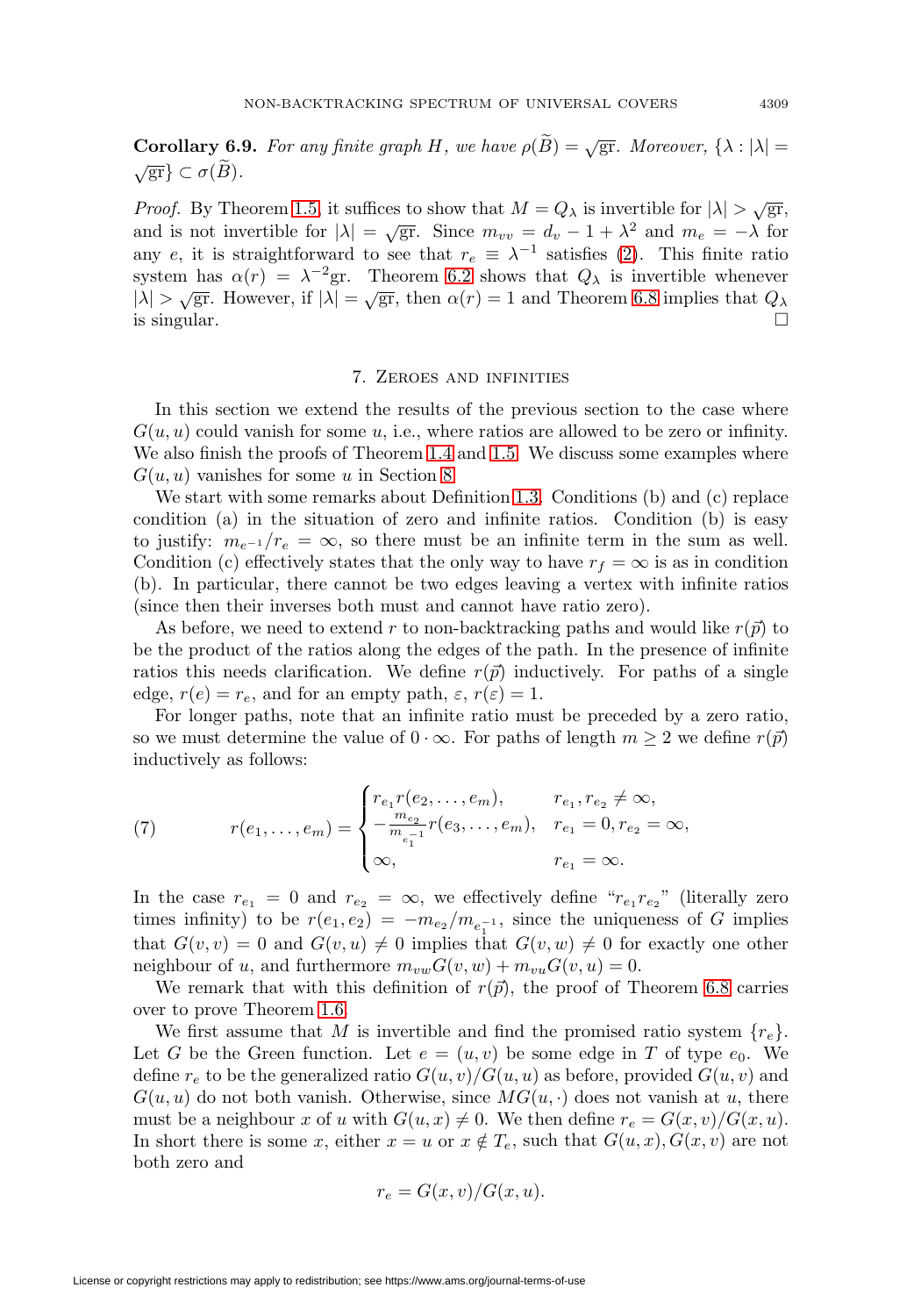**Corollary 6.9.** *For any finite graph $H$, we have $\rho(\widetilde{B}) = \sqrt{\text{gr}}$. Moreover, $\{\lambda : |\lambda| = \sqrt{\text{gr}}\} \subset \sigma(\widetilde{B})$.*

*Proof.* By Theorem 1.5, it suffices to show that $M = Q_\lambda$ is invertible for $|\lambda| > \sqrt{\text{gr}}$, and is not invertible for $|\lambda| = \sqrt{\text{gr}}$. Since $m_{vv} = d_v - 1 + \lambda^2$ and $m_e = -\lambda$ for any $e$, it is straightforward to see that $r_e \equiv \lambda^{-1}$ satisfies (2). This finite ratio system has $\alpha(r) = \lambda^{-2}\text{gr}$. Theorem 6.2 shows that $Q_\lambda$ is invertible whenever $|\lambda| > \sqrt{\text{gr}}$. However, if $|\lambda| = \sqrt{\text{gr}}$, then $\alpha(r) = 1$ and Theorem 6.8 implies that $Q_\lambda$ is singular. □

## 7. Zeroes and infinities

In this section we extend the results of the previous section to the case where $G(u, u)$ could vanish for some $u$, i.e., where ratios are allowed to be zero or infinity. We also finish the proofs of Theorem 1.4 and 1.5. We discuss some examples where $G(u, u)$ vanishes for some $u$ in Section 8.

We start with some remarks about Definition 1.3. Conditions (b) and (c) replace condition (a) in the situation of zero and infinite ratios. Condition (b) is easy to justify: $m_{e^{-1}}/r_e = \infty$, so there must be an infinite term in the sum as well. Condition (c) effectively states that the only way to have $r_f = \infty$ is as in condition (b). In particular, there cannot be two edges leaving a vertex with infinite ratios (since then their inverses both must and cannot have ratio zero).

As before, we need to extend $r$ to non-backtracking paths and would like $r(\vec{p})$ to be the product of the ratios along the edges of the path. In the presence of infinite ratios this needs clarification. We define $r(\vec{p})$ inductively. For paths of a single edge, $r(e) = r_e$, and for an empty path, $\varepsilon$, $r(\varepsilon) = 1$.

For longer paths, note that an infinite ratio must be preceded by a zero ratio, so we must determine the value of $0 \cdot \infty$. For paths of length $m \geq 2$ we define $r(\vec{p})$ inductively as follows:

$$
r(e_1, \ldots, e_m) = \begin{cases} r_{e_1} r(e_2, \ldots, e_m), & r_{e_1}, r_{e_2} \neq \infty, \\ -\frac{m_{e_2}}{m_{e_1^{-1}}} r(e_3, \ldots, e_m), & r_{e_1} = 0, r_{e_2} = \infty, \\ \infty, & r_{e_1} = \infty. \end{cases} \tag{7}
$$

In the case $r_{e_1} = 0$ and $r_{e_2} = \infty$, we effectively define "$r_{e_1} r_{e_2}$" (literally zero times infinity) to be $r(e_1, e_2) = -m_{e_2}/m_{e_1^{-1}}$, since the uniqueness of $G$ implies that $G(v, v) = 0$ and $G(v, u) \neq 0$ implies that $G(v, w) \neq 0$ for exactly one other neighbour of $u$, and furthermore $m_{vw} G(v, w) + m_{vu} G(v, u) = 0$.

We remark that with this definition of $r(\vec{p})$, the proof of Theorem 6.8 carries over to prove Theorem 1.6.

We first assume that $M$ is invertible and find the promised ratio system $\{r_e\}$. Let $G$ be the Green function. Let $e = (u, v)$ be some edge in $T$ of type $e_0$. We define $r_e$ to be the generalized ratio $G(u, v)/G(u, u)$ as before, provided $G(u, v)$ and $G(u, u)$ do not both vanish. Otherwise, since $MG(u, \cdot)$ does not vanish at $u$, there must be a neighbour $x$ of $u$ with $G(u, x) \neq 0$. We then define $r_e = G(x, v)/G(x, u)$. In short there is some $x$, either $x = u$ or $x \notin T_e$, such that $G(u, x), G(x, v)$ are not both zero and

$$
r_e = G(x, v)/G(x, u).
$$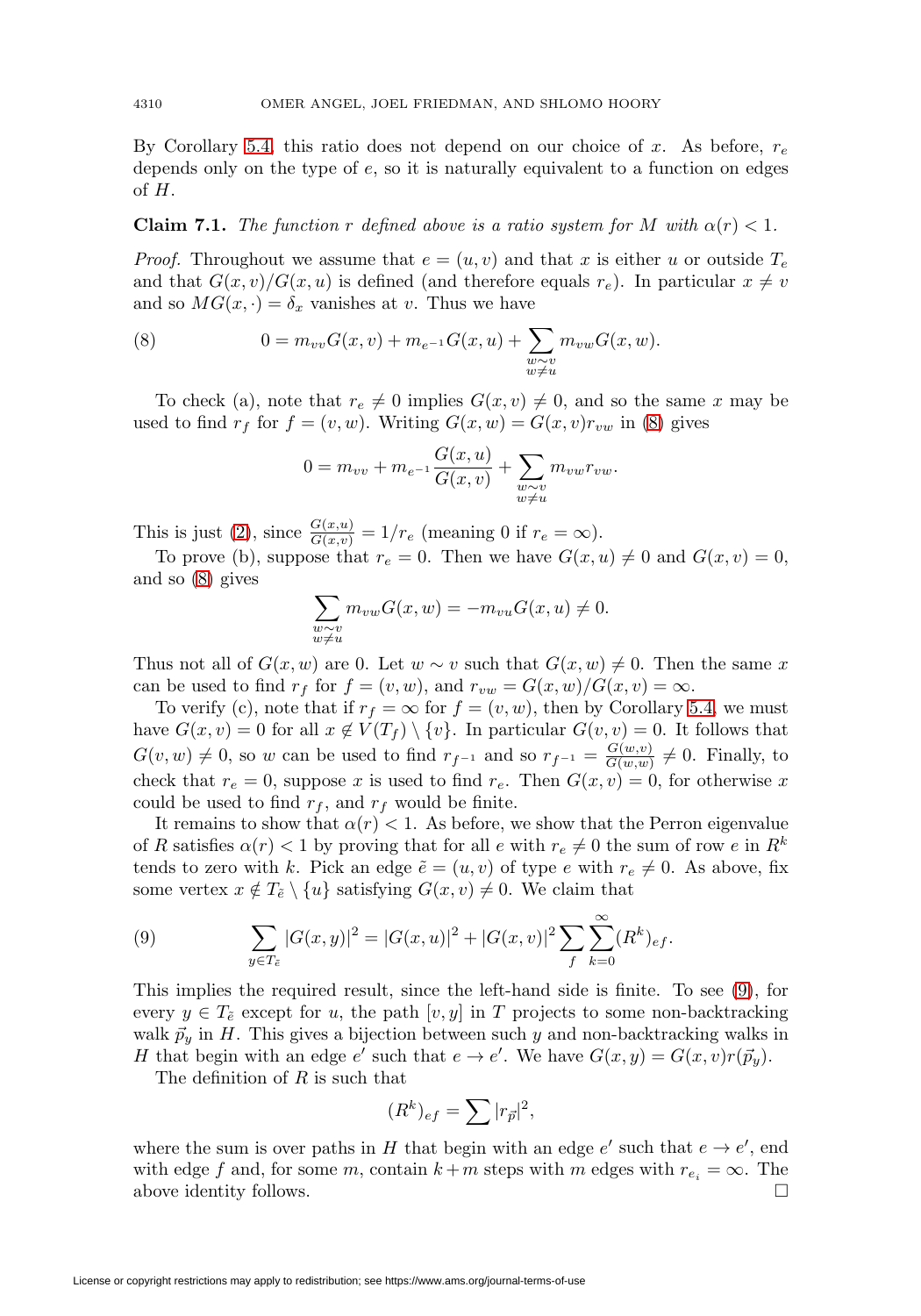By Corollary 5.4, this ratio does not depend on our choice of $x$. As before, $r_e$ depends only on the type of $e$, so it is naturally equivalent to a function on edges of $H$.

**Claim 7.1.** *The function $r$ defined above is a ratio system for $M$ with $\alpha(r) < 1$.*

*Proof.* Throughout we assume that $e = (u, v)$ and that $x$ is either $u$ or outside $T_e$ and that $G(x, v)/G(x, u)$ is defined (and therefore equals $r_e$). In particular $x \neq v$ and so $MG(x, \cdot) = \delta_x$ vanishes at $v$. Thus we have

$$0 = m_{vv}G(x, v) + m_{e^{-1}}G(x, u) + \sum_{\substack{w \sim v \\ w \neq u}} m_{vw}G(x, w). \tag{8}$$

To check (a), note that $r_e \neq 0$ implies $G(x, v) \neq 0$, and so the same $x$ may be used to find $r_f$ for $f = (v, w)$. Writing $G(x, w) = G(x, v)r_{vw}$ in (8) gives

$$0 = m_{vv} + m_{e^{-1}}\frac{G(x, u)}{G(x, v)} + \sum_{\substack{w \sim v \\ w \neq u}} m_{vw}r_{vw}.$$

This is just (2), since $\frac{G(x,u)}{G(x,v)} = 1/r_e$ (meaning 0 if $r_e = \infty$).

To prove (b), suppose that $r_e = 0$. Then we have $G(x, u) \neq 0$ and $G(x, v) = 0$, and so (8) gives

$$\sum_{\substack{w \sim v \\ w \neq u}} m_{vw}G(x, w) = -m_{vu}G(x, u) \neq 0.$$

Thus not all of $G(x, w)$ are 0. Let $w \sim v$ such that $G(x, w) \neq 0$. Then the same $x$ can be used to find $r_f$ for $f = (v, w)$, and $r_{vw} = G(x, w)/G(x, v) = \infty$.

To verify (c), note that if $r_f = \infty$ for $f = (v, w)$, then by Corollary 5.4, we must have $G(x, v) = 0$ for all $x \notin V(T_f) \setminus \{v\}$. In particular $G(v, v) = 0$. It follows that $G(v, w) \neq 0$, so $w$ can be used to find $r_{f^{-1}}$ and so $r_{f^{-1}} = \frac{G(w,v)}{G(w,w)} \neq 0$. Finally, to check that $r_e = 0$, suppose $x$ is used to find $r_e$. Then $G(x, v) = 0$, for otherwise $x$ could be used to find $r_f$, and $r_f$ would be finite.

It remains to show that $\alpha(r) < 1$. As before, we show that the Perron eigenvalue of $R$ satisfies $\alpha(r) < 1$ by proving that for all $e$ with $r_e \neq 0$ the sum of row $e$ in $R^k$ tends to zero with $k$. Pick an edge $\tilde{e} = (u, v)$ of type $e$ with $r_e \neq 0$. As above, fix some vertex $x \notin T_{\tilde{e}} \setminus \{u\}$ satisfying $G(x, v) \neq 0$. We claim that

$$\sum_{y \in T_{\tilde{e}}} |G(x, y)|^2 = |G(x, u)|^2 + |G(x, v)|^2 \sum_f \sum_{k=0}^{\infty} (R^k)_{ef}. \tag{9}$$

This implies the required result, since the left-hand side is finite. To see (9), for every $y \in T_{\tilde{e}}$ except for $u$, the path $[v, y]$ in $T$ projects to some non-backtracking walk $\vec{p}_y$ in $H$. This gives a bijection between such $y$ and non-backtracking walks in $H$ that begin with an edge $e'$ such that $e \to e'$. We have $G(x, y) = G(x, v)r(\vec{p}_y)$.

The definition of $R$ is such that

$$(R^k)_{ef} = \sum |r_{\vec{p}}|^2,$$

where the sum is over paths in $H$ that begin with an edge $e'$ such that $e \to e'$, end with edge $f$ and, for some $m$, contain $k + m$ steps with $m$ edges with $r_{e_i} = \infty$. The above identity follows. $\square$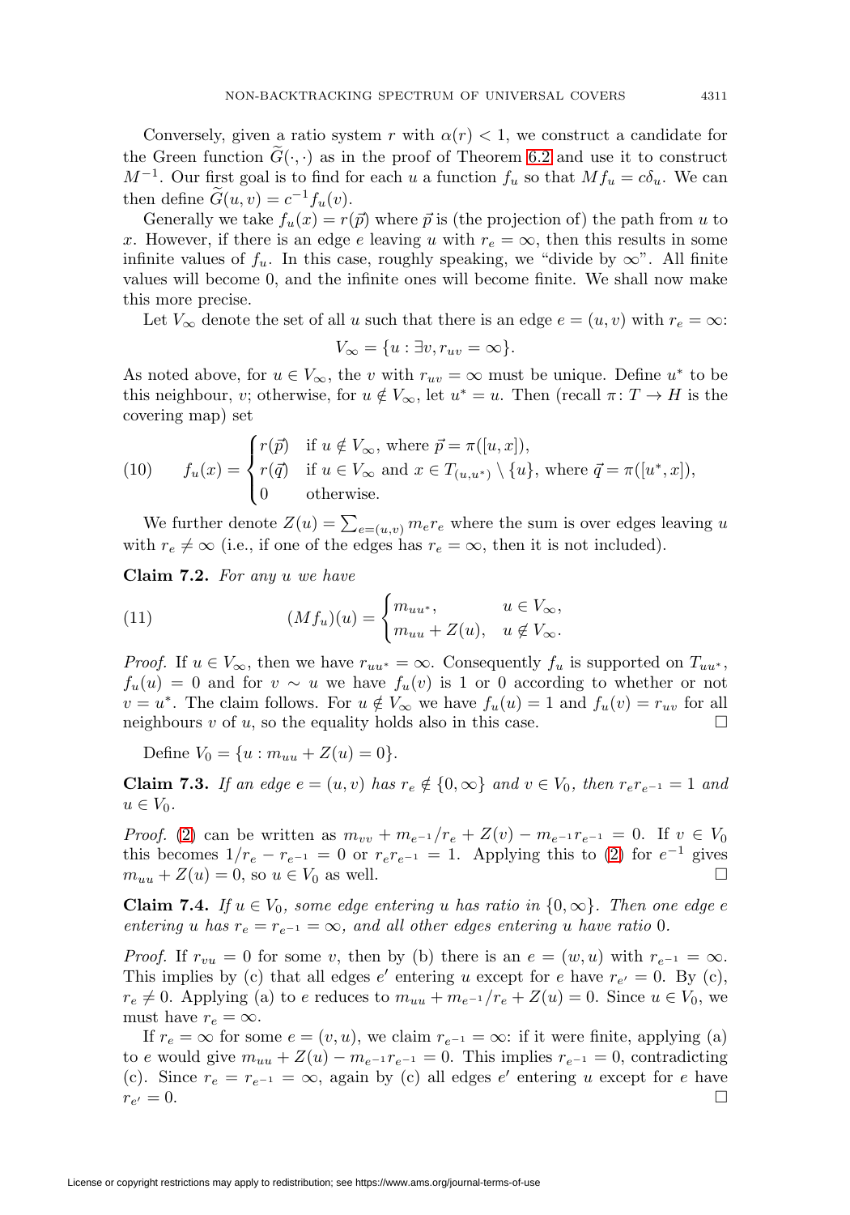Conversely, given a ratio system $r$ with $\alpha(r) < 1$, we construct a candidate for the Green function $\widetilde{G}(\cdot, \cdot)$ as in the proof of Theorem 6.2 and use it to construct $M^{-1}$. Our first goal is to find for each $u$ a function $f_u$ so that $Mf_u = c\delta_u$. We can then define $\widetilde{G}(u, v) = c^{-1} f_u(v)$.

Generally we take $f_u(x) = r(\vec{p})$ where $\vec{p}$ is (the projection of) the path from $u$ to $x$. However, if there is an edge $e$ leaving $u$ with $r_e = \infty$, then this results in some infinite values of $f_u$. In this case, roughly speaking, we "divide by $\infty$". All finite values will become 0, and the infinite ones will become finite. We shall now make this more precise.

Let $V_\infty$ denote the set of all $u$ such that there is an edge $e = (u, v)$ with $r_e = \infty$:

$$V_\infty = \{u : \exists v, r_{uv} = \infty\}.$$

As noted above, for $u \in V_\infty$, the $v$ with $r_{uv} = \infty$ must be unique. Define $u^*$ to be this neighbour, $v$; otherwise, for $u \notin V_\infty$, let $u^* = u$. Then (recall $\pi \colon T \to H$ is the covering map) set

$$f_u(x) = \begin{cases} r(\vec{p}) & \text{if } u \notin V_\infty, \text{ where } \vec{p} = \pi([u, x]), \\ r(\vec{q}) & \text{if } u \in V_\infty \text{ and } x \in T_{(u,u^*)} \setminus \{u\}, \text{ where } \vec{q} = \pi([u^*, x]), \\ 0 & \text{otherwise.} \end{cases} \tag{10}$$

We further denote $Z(u) = \sum_{e=(u,v)} m_e r_e$ where the sum is over edges leaving $u$ with $r_e \neq \infty$ (i.e., if one of the edges has $r_e = \infty$, then it is not included).

**Claim 7.2.** *For any $u$ we have*

$$(Mf_u)(u) = \begin{cases} m_{uu^*}, & u \in V_\infty, \\ m_{uu} + Z(u), & u \notin V_\infty. \end{cases} \tag{11}$$

*Proof.* If $u \in V_\infty$, then we have $r_{uu^*} = \infty$. Consequently $f_u$ is supported on $T_{uu^*}$, $f_u(u) = 0$ and for $v \sim u$ we have $f_u(v)$ is 1 or 0 according to whether or not $v = u^*$. The claim follows. For $u \notin V_\infty$ we have $f_u(u) = 1$ and $f_u(v) = r_{uv}$ for all neighbours $v$ of $u$, so the equality holds also in this case. □

Define $V_0 = \{u : m_{uu} + Z(u) = 0\}$.

**Claim 7.3.** *If an edge $e = (u, v)$ has $r_e \notin \{0, \infty\}$ and $v \in V_0$, then $r_e r_{e^{-1}} = 1$ and $u \in V_0$.*

*Proof.* (2) can be written as $m_{vv} + m_{e^{-1}}/r_e + Z(v) - m_{e^{-1}} r_{e^{-1}} = 0$. If $v \in V_0$ this becomes $1/r_e - r_{e^{-1}} = 0$ or $r_e r_{e^{-1}} = 1$. Applying this to (2) for $e^{-1}$ gives $m_{uu} + Z(u) = 0$, so $u \in V_0$ as well. □

**Claim 7.4.** *If $u \in V_0$, some edge entering $u$ has ratio in $\{0, \infty\}$. Then one edge $e$ entering $u$ has $r_e = r_{e^{-1}} = \infty$, and all other edges entering $u$ have ratio 0.*

*Proof.* If $r_{vu} = 0$ for some $v$, then by (b) there is an $e = (w, u)$ with $r_{e^{-1}} = \infty$. This implies by (c) that all edges $e'$ entering $u$ except for $e$ have $r_{e'} = 0$. By (c), $r_e \neq 0$. Applying (a) to $e$ reduces to $m_{uu} + m_{e^{-1}}/r_e + Z(u) = 0$. Since $u \in V_0$, we must have $r_e = \infty$.

If $r_e = \infty$ for some $e = (v, u)$, we claim $r_{e^{-1}} = \infty$: if it were finite, applying (a) to $e$ would give $m_{uu} + Z(u) - m_{e^{-1}} r_{e^{-1}} = 0$. This implies $r_{e^{-1}} = 0$, contradicting (c). Since $r_e = r_{e^{-1}} = \infty$, again by (c) all edges $e'$ entering $u$ except for $e$ have $r_{e'} = 0$. □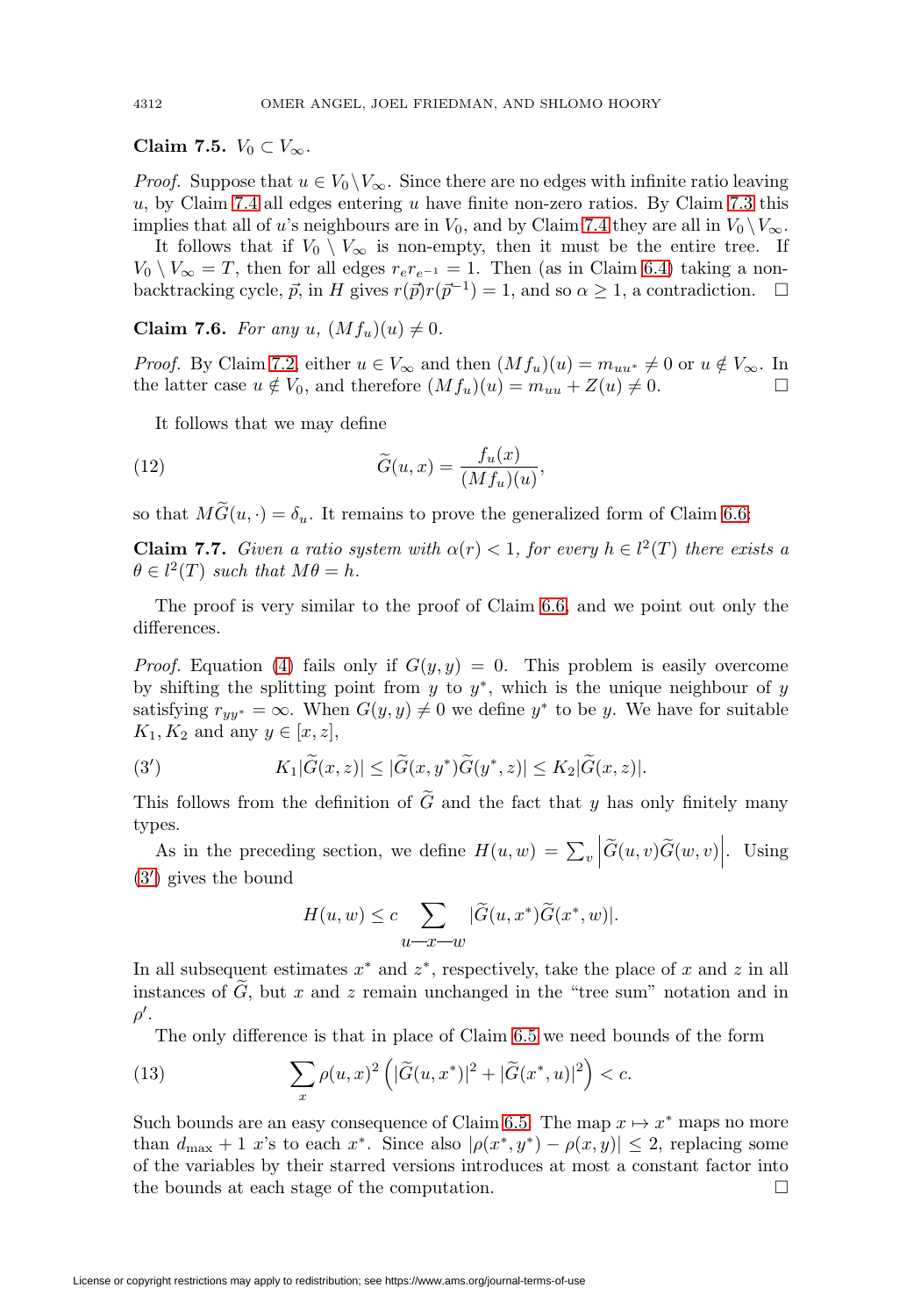**Claim 7.5.** $V_0 \subset V_\infty$.

*Proof.* Suppose that $u \in V_0 \setminus V_\infty$. Since there are no edges with infinite ratio leaving $u$, by Claim 7.4 all edges entering $u$ have finite non-zero ratios. By Claim 7.3 this implies that all of $u$'s neighbours are in $V_0$, and by Claim 7.4 they are all in $V_0 \setminus V_\infty$.

It follows that if $V_0 \setminus V_\infty$ is non-empty, then it must be the entire tree. If $V_0 \setminus V_\infty = T$, then for all edges $r_e r_{e^{-1}} = 1$. Then (as in Claim 6.4) taking a non-backtracking cycle, $\vec{p}$, in $H$ gives $r(\vec{p})r(\vec{p}^{-1}) = 1$, and so $\alpha \geq 1$, a contradiction. $\square$

**Claim 7.6.** *For any $u$, $(Mf_u)(u) \neq 0$.*

*Proof.* By Claim 7.2, either $u \in V_\infty$ and then $(Mf_u)(u) = m_{uu^*} \neq 0$ or $u \notin V_\infty$. In the latter case $u \notin V_0$, and therefore $(Mf_u)(u) = m_{uu} + Z(u) \neq 0$. $\square$

It follows that we may define

$$\widetilde{G}(u,x) = \frac{f_u(x)}{(Mf_u)(u)}, \tag{12}$$

so that $M\widetilde{G}(u,\cdot) = \delta_u$. It remains to prove the generalized form of Claim 6.6:

**Claim 7.7.** *Given a ratio system with $\alpha(r) < 1$, for every $h \in l^2(T)$ there exists a $\theta \in l^2(T)$ such that $M\theta = h$.*

The proof is very similar to the proof of Claim 6.6, and we point out only the differences.

*Proof.* Equation (4) fails only if $G(y,y) = 0$. This problem is easily overcome by shifting the splitting point from $y$ to $y^*$, which is the unique neighbour of $y$ satisfying $r_{yy^*} = \infty$. When $G(y,y) \neq 0$ we define $y^*$ to be $y$. We have for suitable $K_1, K_2$ and any $y \in [x,z]$,

$$K_1|\widetilde{G}(x,z)| \leq |\widetilde{G}(x,y^*)\widetilde{G}(y^*,z)| \leq K_2|\widetilde{G}(x,z)|. \tag{3$'$}$$

This follows from the definition of $\widetilde{G}$ and the fact that $y$ has only finitely many types.

As in the preceding section, we define $H(u,w) = \sum_v \left|\widetilde{G}(u,v)\widetilde{G}(w,v)\right|$. Using (3$'$) gives the bound

$$H(u,w) \leq c \sum_{u-x-w} |\widetilde{G}(u,x^*)\widetilde{G}(x^*,w)|.$$

In all subsequent estimates $x^*$ and $z^*$, respectively, take the place of $x$ and $z$ in all instances of $\widetilde{G}$, but $x$ and $z$ remain unchanged in the "tree sum" notation and in $\rho'$.

The only difference is that in place of Claim 6.5 we need bounds of the form

$$\sum_x \rho(u,x)^2 \left(|\widetilde{G}(u,x^*)|^2 + |\widetilde{G}(x^*,u)|^2\right) < c. \tag{13}$$

Such bounds are an easy consequence of Claim 6.5. The map $x \mapsto x^*$ maps no more than $d_{\max} + 1$ $x$'s to each $x^*$. Since also $|\rho(x^*,y^*) - \rho(x,y)| \leq 2$, replacing some of the variables by their starred versions introduces at most a constant factor into the bounds at each stage of the computation. $\square$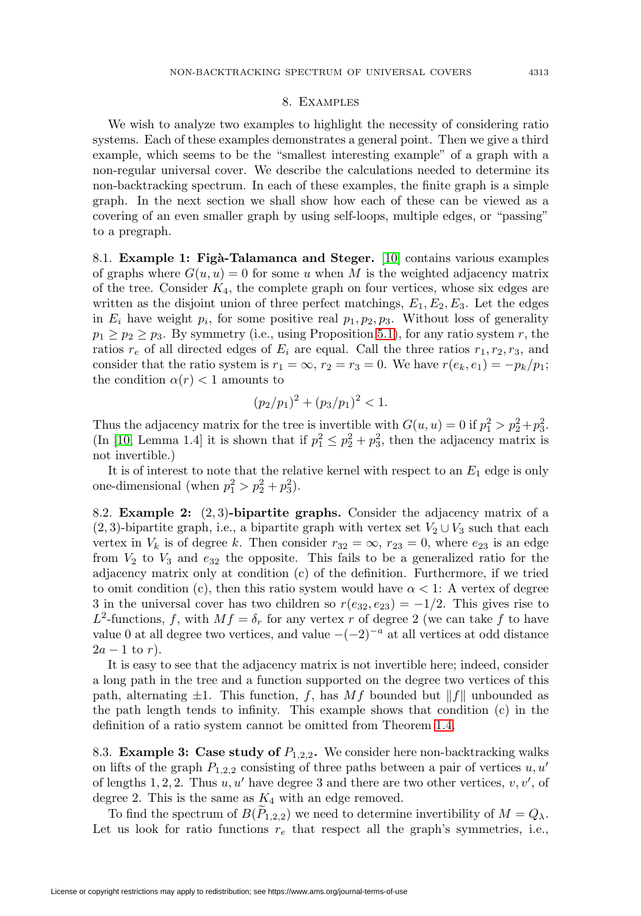## 8. Examples

We wish to analyze two examples to highlight the necessity of considering ratio systems. Each of these examples demonstrates a general point. Then we give a third example, which seems to be the "smallest interesting example" of a graph with a non-regular universal cover. We describe the calculations needed to determine its non-backtracking spectrum. In each of these examples, the finite graph is a simple graph. In the next section we shall show how each of these can be viewed as a covering of an even smaller graph by using self-loops, multiple edges, or "passing" to a pregraph.

8.1. **Example 1: Figà-Talamanca and Steger.** [10] contains various examples of graphs where $G(u, u) = 0$ for some $u$ when $M$ is the weighted adjacency matrix of the tree. Consider $K_4$, the complete graph on four vertices, whose six edges are written as the disjoint union of three perfect matchings, $E_1, E_2, E_3$. Let the edges in $E_i$ have weight $p_i$, for some positive real $p_1, p_2, p_3$. Without loss of generality $p_1 \geq p_2 \geq p_3$. By symmetry (i.e., using Proposition 5.1), for any ratio system $r$, the ratios $r_e$ of all directed edges of $E_i$ are equal. Call the three ratios $r_1, r_2, r_3$, and consider that the ratio system is $r_1 = \infty$, $r_2 = r_3 = 0$. We have $r(e_k, e_1) = -p_k/p_1$; the condition $\alpha(r) < 1$ amounts to

$$(p_2/p_1)^2 + (p_3/p_1)^2 < 1.$$

Thus the adjacency matrix for the tree is invertible with $G(u, u) = 0$ if $p_1^2 > p_2^2 + p_3^2$. (In [10, Lemma 1.4] it is shown that if $p_1^2 \leq p_2^2 + p_3^2$, then the adjacency matrix is not invertible.)

It is of interest to note that the relative kernel with respect to an $E_1$ edge is only one-dimensional (when $p_1^2 > p_2^2 + p_3^2$).

8.2. **Example 2: $(2, 3)$-bipartite graphs.** Consider the adjacency matrix of a $(2, 3)$-bipartite graph, i.e., a bipartite graph with vertex set $V_2 \cup V_3$ such that each vertex in $V_k$ is of degree $k$. Then consider $r_{32} = \infty$, $r_{23} = 0$, where $e_{23}$ is an edge from $V_2$ to $V_3$ and $e_{32}$ the opposite. This fails to be a generalized ratio for the adjacency matrix only at condition (c) of the definition. Furthermore, if we tried to omit condition (c), then this ratio system would have $\alpha < 1$: A vertex of degree 3 in the universal cover has two children so $r(e_{32}, e_{23}) = -1/2$. This gives rise to $L^2$-functions, $f$, with $Mf = \delta_r$ for any vertex $r$ of degree 2 (we can take $f$ to have value 0 at all degree two vertices, and value $-(-2)^{-a}$ at all vertices at odd distance $2a - 1$ to $r$).

It is easy to see that the adjacency matrix is not invertible here; indeed, consider a long path in the tree and a function supported on the degree two vertices of this path, alternating $\pm 1$. This function, $f$, has $Mf$ bounded but $\|f\|$ unbounded as the path length tends to infinity. This example shows that condition (c) in the definition of a ratio system cannot be omitted from Theorem 1.4.

8.3. **Example 3: Case study of $P_{1,2,2}$.** We consider here non-backtracking walks on lifts of the graph $P_{1,2,2}$ consisting of three paths between a pair of vertices $u, u'$ of lengths $1, 2, 2$. Thus $u, u'$ have degree 3 and there are two other vertices, $v, v'$, of degree 2. This is the same as $K_4$ with an edge removed.

To find the spectrum of $B(\widetilde{P}_{1,2,2})$ we need to determine invertibility of $M = Q_\lambda$. Let us look for ratio functions $r_e$ that respect all the graph's symmetries, i.e.,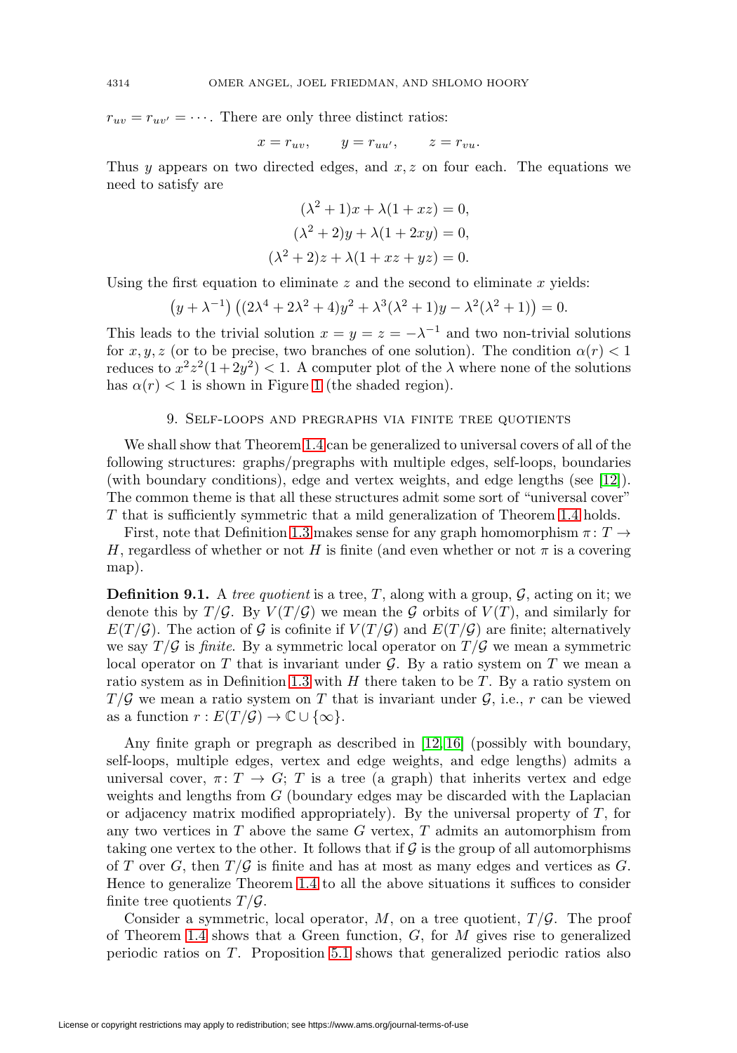$r_{uv} = r_{uv'} = \cdots$. There are only three distinct ratios:

$$x = r_{uv}, \qquad y = r_{uu'}, \qquad z = r_{vu}.$$

Thus $y$ appears on two directed edges, and $x, z$ on four each. The equations we need to satisfy are

$$(\lambda^2 + 1)x + \lambda(1 + xz) = 0,$$
$$(\lambda^2 + 2)y + \lambda(1 + 2xy) = 0,$$
$$(\lambda^2 + 2)z + \lambda(1 + xz + yz) = 0.$$

Using the first equation to eliminate $z$ and the second to eliminate $x$ yields:

$$\left(y + \lambda^{-1}\right)\left((2\lambda^4 + 2\lambda^2 + 4)y^2 + \lambda^3(\lambda^2 + 1)y - \lambda^2(\lambda^2 + 1)\right) = 0.$$

This leads to the trivial solution $x = y = z = -\lambda^{-1}$ and two non-trivial solutions for $x, y, z$ (or to be precise, two branches of one solution). The condition $\alpha(r) < 1$ reduces to $x^2 z^2(1 + 2y^2) < 1$. A computer plot of the $\lambda$ where none of the solutions has $\alpha(r) < 1$ is shown in Figure 1 (the shaded region).

## 9. Self-loops and pregraphs via finite tree quotients

We shall show that Theorem 1.4 can be generalized to universal covers of all of the following structures: graphs/pregraphs with multiple edges, self-loops, boundaries (with boundary conditions), edge and vertex weights, and edge lengths (see [12]). The common theme is that all these structures admit some sort of "universal cover" $T$ that is sufficiently symmetric that a mild generalization of Theorem 1.4 holds.

First, note that Definition 1.3 makes sense for any graph homomorphism $\pi\colon T \to H$, regardless of whether or not $H$ is finite (and even whether or not $\pi$ is a covering map).

**Definition 9.1.** A *tree quotient* is a tree, $T$, along with a group, $\mathcal{G}$, acting on it; we denote this by $T/\mathcal{G}$. By $V(T/\mathcal{G})$ we mean the $\mathcal{G}$ orbits of $V(T)$, and similarly for $E(T/\mathcal{G})$. The action of $\mathcal{G}$ is cofinite if $V(T/\mathcal{G})$ and $E(T/\mathcal{G})$ are finite; alternatively we say $T/\mathcal{G}$ is *finite*. By a symmetric local operator on $T/\mathcal{G}$ we mean a symmetric local operator on $T$ that is invariant under $\mathcal{G}$. By a ratio system on $T$ we mean a ratio system as in Definition 1.3 with $H$ there taken to be $T$. By a ratio system on $T/\mathcal{G}$ we mean a ratio system on $T$ that is invariant under $\mathcal{G}$, i.e., $r$ can be viewed as a function $r : E(T/\mathcal{G}) \to \mathbb{C} \cup \{\infty\}$.

Any finite graph or pregraph as described in [12, 16] (possibly with boundary, self-loops, multiple edges, vertex and edge weights, and edge lengths) admits a universal cover, $\pi\colon T \to G$; $T$ is a tree (a graph) that inherits vertex and edge weights and lengths from $G$ (boundary edges may be discarded with the Laplacian or adjacency matrix modified appropriately). By the universal property of $T$, for any two vertices in $T$ above the same $G$ vertex, $T$ admits an automorphism from taking one vertex to the other. It follows that if $\mathcal{G}$ is the group of all automorphisms of $T$ over $G$, then $T/\mathcal{G}$ is finite and has at most as many edges and vertices as $G$. Hence to generalize Theorem 1.4 to all the above situations it suffices to consider finite tree quotients $T/\mathcal{G}$.

Consider a symmetric, local operator, $M$, on a tree quotient, $T/\mathcal{G}$. The proof of Theorem 1.4 shows that a Green function, $G$, for $M$ gives rise to generalized periodic ratios on $T$. Proposition 5.1 shows that generalized periodic ratios also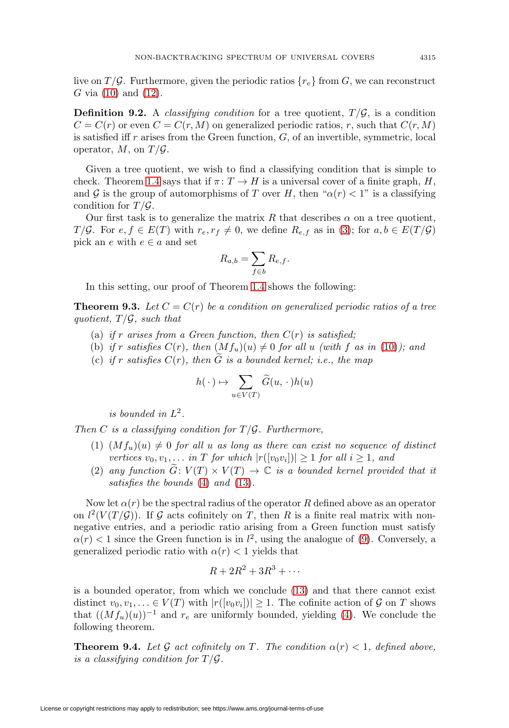live on $T/\mathcal{G}$. Furthermore, given the periodic ratios $\{r_e\}$ from $G$, we can reconstruct $G$ via (10) and (12).

**Definition 9.2.** A *classifying condition* for a tree quotient, $T/\mathcal{G}$, is a condition $C = C(r)$ or even $C = C(r, M)$ on generalized periodic ratios, $r$, such that $C(r, M)$ is satisfied iff $r$ arises from the Green function, $G$, of an invertible, symmetric, local operator, $M$, on $T/\mathcal{G}$.

Given a tree quotient, we wish to find a classifying condition that is simple to check. Theorem 1.4 says that if $\pi \colon T \to H$ is a universal cover of a finite graph, $H$, and $\mathcal{G}$ is the group of automorphisms of $T$ over $H$, then "$\alpha(r) < 1$" is a classifying condition for $T/\mathcal{G}$.

Our first task is to generalize the matrix $R$ that describes $\alpha$ on a tree quotient, $T/\mathcal{G}$. For $e, f \in E(T)$ with $r_e, r_f \neq 0$, we define $R_{e,f}$ as in (3); for $a, b \in E(T/\mathcal{G})$ pick an $e$ with $e \in a$ and set

$$R_{a,b} = \sum_{f \in b} R_{e,f}.$$

In this setting, our proof of Theorem 1.4 shows the following:

**Theorem 9.3.** *Let $C = C(r)$ be a condition on generalized periodic ratios of a tree quotient, $T/\mathcal{G}$, such that*

(a) *if $r$ arises from a Green function, then $C(r)$ is satisfied;*
(b) *if $r$ satisfies $C(r)$, then $(Mf_u)(u) \neq 0$ for all $u$ (with $f$ as in (10)); and*
(c) *if $r$ satisfies $C(r)$, then $\widetilde{G}$ is a bounded kernel; i.e., the map*

$$h(\,\cdot\,) \mapsto \sum_{u \in V(T)} \widetilde{G}(u, \,\cdot\,) h(u)$$

*is bounded in $L^2$.*

*Then $C$ is a classifying condition for $T/\mathcal{G}$. Furthermore,*

(1) *$(Mf_u)(u) \neq 0$ for all $u$ as long as there can exist no sequence of distinct vertices $v_0, v_1, \ldots$ in $T$ for which $|r([v_0 v_i])| \geq 1$ for all $i \geq 1$, and*
(2) *any function $\widetilde{G} \colon V(T) \times V(T) \to \mathbb{C}$ is a bounded kernel provided that it satisfies the bounds (4) and (13).*

Now let $\alpha(r)$ be the spectral radius of the operator $R$ defined above as an operator on $l^2(V(T/\mathcal{G}))$. If $\mathcal{G}$ acts cofinitely on $T$, then $R$ is a finite real matrix with non-negative entries, and a periodic ratio arising from a Green function must satisfy $\alpha(r) < 1$ since the Green function is in $l^2$, using the analogue of (9). Conversely, a generalized periodic ratio with $\alpha(r) < 1$ yields that

$$R + 2R^2 + 3R^3 + \cdots$$

is a bounded operator, from which we conclude (13) and that there cannot exist distinct $v_0, v_1, \ldots \in V(T)$ with $|r([v_0 v_i])| \geq 1$. The cofinite action of $\mathcal{G}$ on $T$ shows that $((Mf_u)(u))^{-1}$ and $r_e$ are uniformly bounded, yielding (4). We conclude the following theorem.

**Theorem 9.4.** *Let $\mathcal{G}$ act cofinitely on $T$. The condition $\alpha(r) < 1$, defined above, is a classifying condition for $T/\mathcal{G}$.*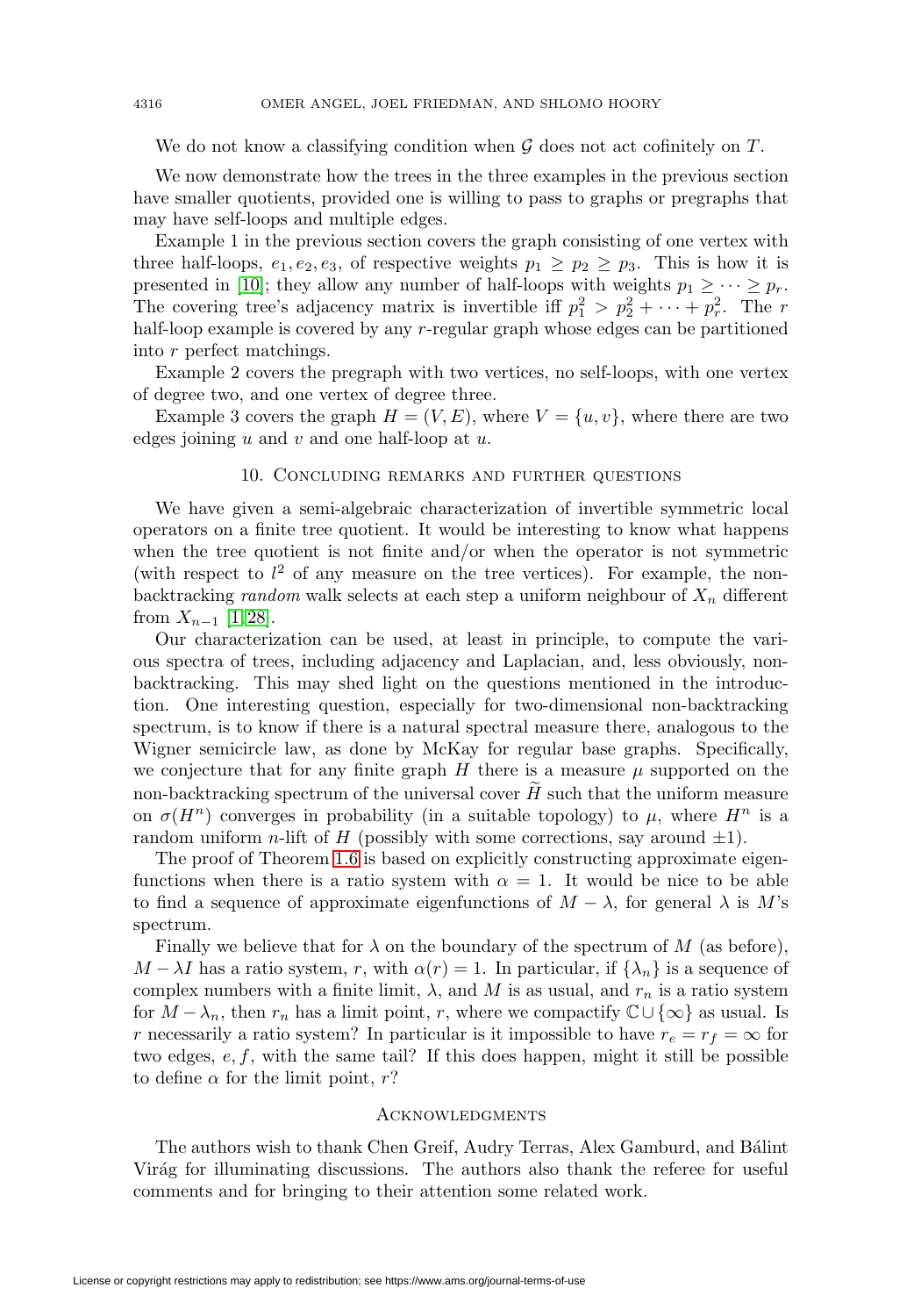We do not know a classifying condition when $\mathcal{G}$ does not act cofinitely on $T$.

We now demonstrate how the trees in the three examples in the previous section have smaller quotients, provided one is willing to pass to graphs or pregraphs that may have self-loops and multiple edges.

Example 1 in the previous section covers the graph consisting of one vertex with three half-loops, $e_1, e_2, e_3$, of respective weights $p_1 \geq p_2 \geq p_3$. This is how it is presented in [10]; they allow any number of half-loops with weights $p_1 \geq \cdots \geq p_r$. The covering tree's adjacency matrix is invertible iff $p_1^2 > p_2^2 + \cdots + p_r^2$. The $r$ half-loop example is covered by any $r$-regular graph whose edges can be partitioned into $r$ perfect matchings.

Example 2 covers the pregraph with two vertices, no self-loops, with one vertex of degree two, and one vertex of degree three.

Example 3 covers the graph $H = (V, E)$, where $V = \{u, v\}$, where there are two edges joining $u$ and $v$ and one half-loop at $u$.

## 10. Concluding remarks and further questions

We have given a semi-algebraic characterization of invertible symmetric local operators on a finite tree quotient. It would be interesting to know what happens when the tree quotient is not finite and/or when the operator is not symmetric (with respect to $l^2$ of any measure on the tree vertices). For example, the non-backtracking *random* walk selects at each step a uniform neighbour of $X_n$ different from $X_{n-1}$ [1, 28].

Our characterization can be used, at least in principle, to compute the various spectra of trees, including adjacency and Laplacian, and, less obviously, non-backtracking. This may shed light on the questions mentioned in the introduction. One interesting question, especially for two-dimensional non-backtracking spectrum, is to know if there is a natural spectral measure there, analogous to the Wigner semicircle law, as done by McKay for regular base graphs. Specifically, we conjecture that for any finite graph $H$ there is a measure $\mu$ supported on the non-backtracking spectrum of the universal cover $\widetilde{H}$ such that the uniform measure on $\sigma(H^n)$ converges in probability (in a suitable topology) to $\mu$, where $H^n$ is a random uniform $n$-lift of $H$ (possibly with some corrections, say around $\pm 1$).

The proof of Theorem 1.6 is based on explicitly constructing approximate eigenfunctions when there is a ratio system with $\alpha = 1$. It would be nice to be able to find a sequence of approximate eigenfunctions of $M - \lambda$, for general $\lambda$ is $M$'s spectrum.

Finally we believe that for $\lambda$ on the boundary of the spectrum of $M$ (as before), $M - \lambda I$ has a ratio system, $r$, with $\alpha(r) = 1$. In particular, if $\{\lambda_n\}$ is a sequence of complex numbers with a finite limit, $\lambda$, and $M$ is as usual, and $r_n$ is a ratio system for $M - \lambda_n$, then $r_n$ has a limit point, $r$, where we compactify $\mathbb{C} \cup \{\infty\}$ as usual. Is $r$ necessarily a ratio system? In particular is it impossible to have $r_e = r_f = \infty$ for two edges, $e, f$, with the same tail? If this does happen, might it still be possible to define $\alpha$ for the limit point, $r$?

## Acknowledgments

The authors wish to thank Chen Greif, Audry Terras, Alex Gamburd, and Bálint Virág for illuminating discussions. The authors also thank the referee for useful comments and for bringing to their attention some related work.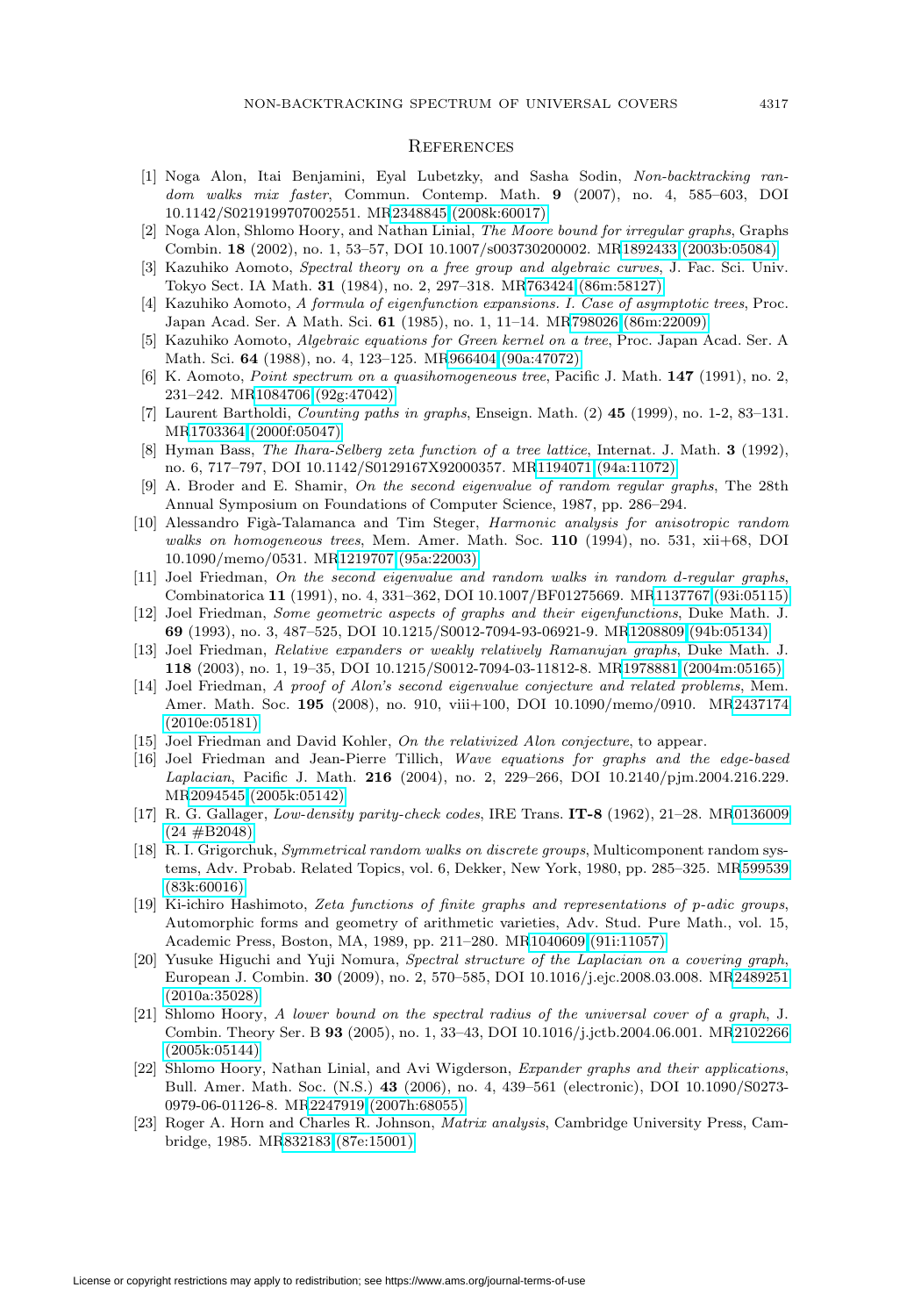## References

[1] Noga Alon, Itai Benjamini, Eyal Lubetzky, and Sasha Sodin, *Non-backtracking random walks mix faster*, Commun. Contemp. Math. **9** (2007), no. 4, 585–603, DOI 10.1142/S0219199707002551. MR2348845 (2008k:60017)

[2] Noga Alon, Shlomo Hoory, and Nathan Linial, *The Moore bound for irregular graphs*, Graphs Combin. **18** (2002), no. 1, 53–57, DOI 10.1007/s003730200002. MR1892433 (2003b:05084)

[3] Kazuhiko Aomoto, *Spectral theory on a free group and algebraic curves*, J. Fac. Sci. Univ. Tokyo Sect. IA Math. **31** (1984), no. 2, 297–318. MR763424 (86m:58127)

[4] Kazuhiko Aomoto, *A formula of eigenfunction expansions. I. Case of asymptotic trees*, Proc. Japan Acad. Ser. A Math. Sci. **61** (1985), no. 1, 11–14. MR798026 (86m:22009)

[5] Kazuhiko Aomoto, *Algebraic equations for Green kernel on a tree*, Proc. Japan Acad. Ser. A Math. Sci. **64** (1988), no. 4, 123–125. MR966404 (90a:47072)

[6] K. Aomoto, *Point spectrum on a quasihomogeneous tree*, Pacific J. Math. **147** (1991), no. 2, 231–242. MR1084706 (92g:47042)

[7] Laurent Bartholdi, *Counting paths in graphs*, Enseign. Math. (2) **45** (1999), no. 1-2, 83–131. MR1703364 (2000f:05047)

[8] Hyman Bass, *The Ihara-Selberg zeta function of a tree lattice*, Internat. J. Math. **3** (1992), no. 6, 717–797, DOI 10.1142/S0129167X92000357. MR1194071 (94a:11072)

[9] A. Broder and E. Shamir, *On the second eigenvalue of random regular graphs*, The 28th Annual Symposium on Foundations of Computer Science, 1987, pp. 286–294.

[10] Alessandro Figà-Talamanca and Tim Steger, *Harmonic analysis for anisotropic random walks on homogeneous trees*, Mem. Amer. Math. Soc. **110** (1994), no. 531, xii+68, DOI 10.1090/memo/0531. MR1219707 (95a:22003)

[11] Joel Friedman, *On the second eigenvalue and random walks in random d-regular graphs*, Combinatorica **11** (1991), no. 4, 331–362, DOI 10.1007/BF01275669. MR1137767 (93i:05115)

[12] Joel Friedman, *Some geometric aspects of graphs and their eigenfunctions*, Duke Math. J. **69** (1993), no. 3, 487–525, DOI 10.1215/S0012-7094-93-06921-9. MR1208809 (94b:05134)

[13] Joel Friedman, *Relative expanders or weakly relatively Ramanujan graphs*, Duke Math. J. **118** (2003), no. 1, 19–35, DOI 10.1215/S0012-7094-03-11812-8. MR1978881 (2004m:05165)

[14] Joel Friedman, *A proof of Alon's second eigenvalue conjecture and related problems*, Mem. Amer. Math. Soc. **195** (2008), no. 910, viii+100, DOI 10.1090/memo/0910. MR2437174 (2010e:05181)

[15] Joel Friedman and David Kohler, *On the relativized Alon conjecture*, to appear.

[16] Joel Friedman and Jean-Pierre Tillich, *Wave equations for graphs and the edge-based Laplacian*, Pacific J. Math. **216** (2004), no. 2, 229–266, DOI 10.2140/pjm.2004.216.229. MR2094545 (2005k:05142)

[17] R. G. Gallager, *Low-density parity-check codes*, IRE Trans. **IT-8** (1962), 21–28. MR0136009 (24 #B2048)

[18] R. I. Grigorchuk, *Symmetrical random walks on discrete groups*, Multicomponent random systems, Adv. Probab. Related Topics, vol. 6, Dekker, New York, 1980, pp. 285–325. MR599539 (83k:60016)

[19] Ki-ichiro Hashimoto, *Zeta functions of finite graphs and representations of p-adic groups*, Automorphic forms and geometry of arithmetic varieties, Adv. Stud. Pure Math., vol. 15, Academic Press, Boston, MA, 1989, pp. 211–280. MR1040609 (91i:11057)

[20] Yusuke Higuchi and Yuji Nomura, *Spectral structure of the Laplacian on a covering graph*, European J. Combin. **30** (2009), no. 2, 570–585, DOI 10.1016/j.ejc.2008.03.008. MR2489251 (2010a:35028)

[21] Shlomo Hoory, *A lower bound on the spectral radius of the universal cover of a graph*, J. Combin. Theory Ser. B **93** (2005), no. 1, 33–43, DOI 10.1016/j.jctb.2004.06.001. MR2102266 (2005k:05144)

[22] Shlomo Hoory, Nathan Linial, and Avi Wigderson, *Expander graphs and their applications*, Bull. Amer. Math. Soc. (N.S.) **43** (2006), no. 4, 439–561 (electronic), DOI 10.1090/S0273-0979-06-01126-8. MR2247919 (2007h:68055)

[23] Roger A. Horn and Charles R. Johnson, *Matrix analysis*, Cambridge University Press, Cambridge, 1985. MR832183 (87e:15001)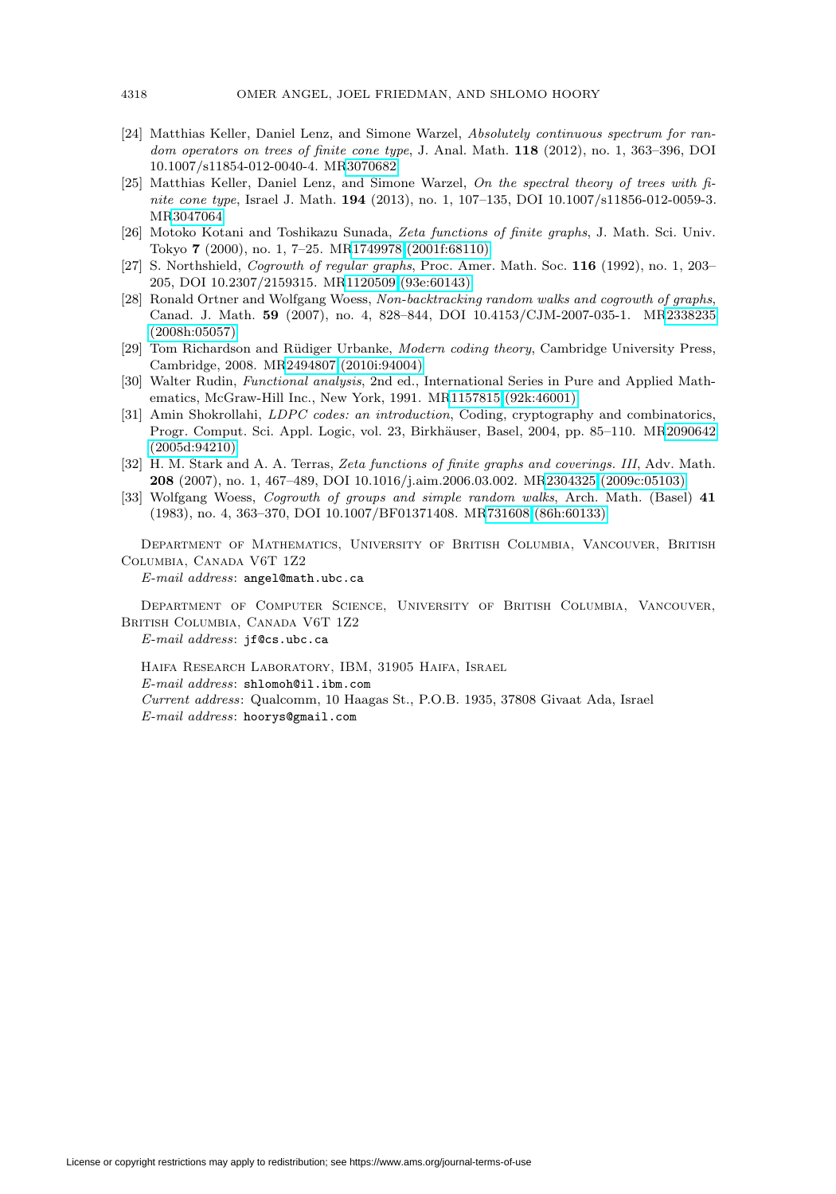[24] Matthias Keller, Daniel Lenz, and Simone Warzel, *Absolutely continuous spectrum for random operators on trees of finite cone type*, J. Anal. Math. **118** (2012), no. 1, 363–396, DOI 10.1007/s11854-012-0040-4. MR3070682

[25] Matthias Keller, Daniel Lenz, and Simone Warzel, *On the spectral theory of trees with finite cone type*, Israel J. Math. **194** (2013), no. 1, 107–135, DOI 10.1007/s11856-012-0059-3. MR3047064

[26] Motoko Kotani and Toshikazu Sunada, *Zeta functions of finite graphs*, J. Math. Sci. Univ. Tokyo **7** (2000), no. 1, 7–25. MR1749978 (2001f:68110)

[27] S. Northshield, *Cogrowth of regular graphs*, Proc. Amer. Math. Soc. **116** (1992), no. 1, 203–205, DOI 10.2307/2159315. MR1120509 (93e:60143)

[28] Ronald Ortner and Wolfgang Woess, *Non-backtracking random walks and cogrowth of graphs*, Canad. J. Math. **59** (2007), no. 4, 828–844, DOI 10.4153/CJM-2007-035-1. MR2338235 (2008h:05057)

[29] Tom Richardson and Rüdiger Urbanke, *Modern coding theory*, Cambridge University Press, Cambridge, 2008. MR2494807 (2010i:94004)

[30] Walter Rudin, *Functional analysis*, 2nd ed., International Series in Pure and Applied Mathematics, McGraw-Hill Inc., New York, 1991. MR1157815 (92k:46001)

[31] Amin Shokrollahi, *LDPC codes: an introduction*, Coding, cryptography and combinatorics, Progr. Comput. Sci. Appl. Logic, vol. 23, Birkhäuser, Basel, 2004, pp. 85–110. MR2090642 (2005d:94210)

[32] H. M. Stark and A. A. Terras, *Zeta functions of finite graphs and coverings. III*, Adv. Math. **208** (2007), no. 1, 467–489, DOI 10.1016/j.aim.2006.03.002. MR2304325 (2009c:05103)

[33] Wolfgang Woess, *Cogrowth of groups and simple random walks*, Arch. Math. (Basel) **41** (1983), no. 4, 363–370, DOI 10.1007/BF01371408. MR731608 (86h:60133)

Department of Mathematics, University of British Columbia, Vancouver, British Columbia, Canada V6T 1Z2

*E-mail address*: angel@math.ubc.ca

Department of Computer Science, University of British Columbia, Vancouver, British Columbia, Canada V6T 1Z2

*E-mail address*: jf@cs.ubc.ca

Haifa Research Laboratory, IBM, 31905 Haifa, Israel

*E-mail address*: shlomoh@il.ibm.com

*Current address*: Qualcomm, 10 Haagas St., P.O.B. 1935, 37808 Givaat Ada, Israel

*E-mail address*: hoorys@gmail.com